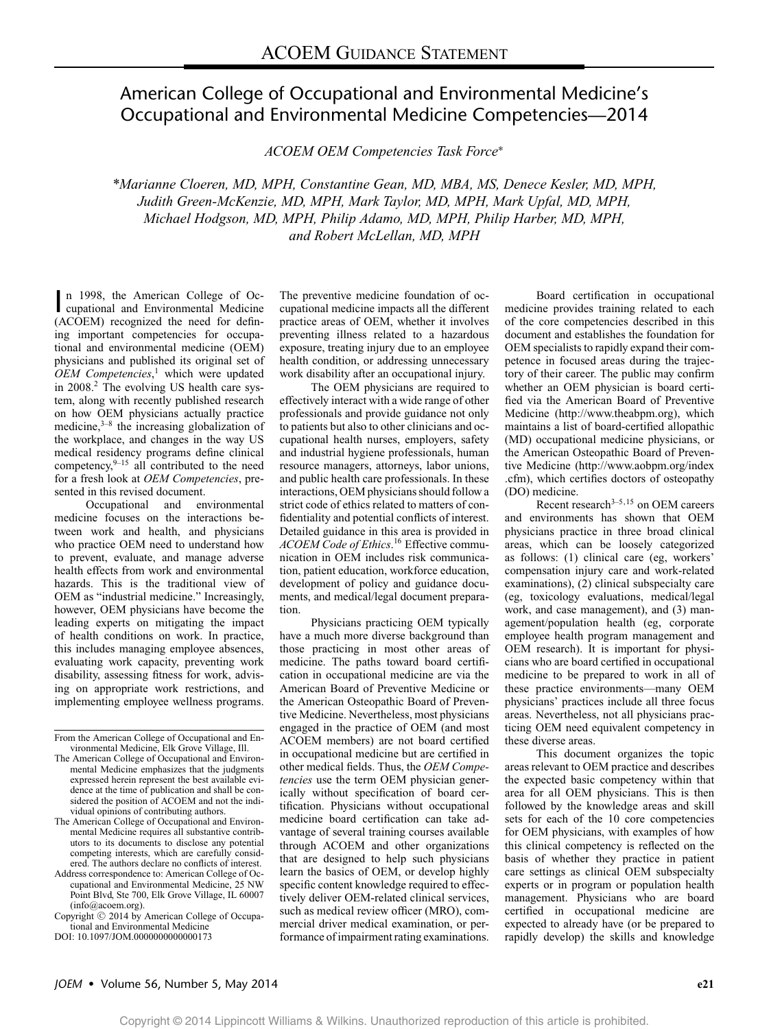ACOEM GUIDANCE STATEMENT

# American College of Occupational and Environmental Medicine's Occupational and Environmental Medicine Competencies—2014

*ACOEM OEM Competencies Task Force**

*\*Marianne Cloeren, MD, MPH, Constantine Gean, MD, MBA, MS, Denece Kesler, MD, MPH, Judith Green-McKenzie, MD, MPH, Mark Taylor, MD, MPH, Mark Upfal, MD, MPH, Michael Hodgson, MD, MPH, Philip Adamo, MD, MPH, Philip Harber, MD, MPH, and Robert McLellan, MD, MPH*

In 1998, the American College of Occupational and Environmental Medicine (ACOEM) recognized the need for defining important competencies for occupational and environmental medicine (OEM) physicians and published its original set of *OEM Competencies*,[1] which were updated in 2008.[2] The evolving US health care system, along with recently published research on how OEM physicians actually practice medicine,[3–8] the increasing globalization of the workplace, and changes in the way US medical residency programs define clinical competency,[9–15] all contributed to the need for a fresh look at *OEM Competencies*, presented in this revised document.

Occupational and environmental medicine focuses on the interactions between work and health, and physicians who practice OEM need to understand how to prevent, evaluate, and manage adverse health effects from work and environmental hazards. This is the traditional view of OEM as "industrial medicine." Increasingly, however, OEM physicians have become the leading experts on mitigating the impact of health conditions on work. In practice, this includes managing employee absences, evaluating work capacity, preventing work disability, assessing fitness for work, advising on appropriate work restrictions, and implementing employee wellness programs. The preventive medicine foundation of occupational medicine impacts all the different practice areas of OEM, whether it involves preventing illness related to a hazardous exposure, treating injury due to an employee health condition, or addressing unnecessary work disability after an occupational injury.

The OEM physicians are required to effectively interact with a wide range of other professionals and provide guidance not only to patients but also to other clinicians and occupational health nurses, employers, safety and industrial hygiene professionals, human resource managers, attorneys, labor unions, and public health care professionals. In these interactions, OEM physicians should follow a strict code of ethics related to matters of confidentiality and potential conflicts of interest. Detailed guidance in this area is provided in *ACOEM Code of Ethics*.[16] Effective communication in OEM includes risk communication, patient education, workforce education, development of policy and guidance documents, and medical/legal document preparation.

Physicians practicing OEM typically have a much more diverse background than those practicing in most other areas of medicine. The paths toward board certification in occupational medicine are via the American Board of Preventive Medicine or the American Osteopathic Board of Preventive Medicine. Nevertheless, most physicians engaged in the practice of OEM (and most ACOEM members) are not board certified in occupational medicine but are certified in other medical fields. Thus, the *OEM Competencies* use the term OEM physician generically without specification of board certification. Physicians without occupational medicine board certification can take advantage of several training courses available through ACOEM and other organizations that are designed to help such physicians learn the basics of OEM, or develop highly specific content knowledge required to effectively deliver OEM-related clinical services, such as medical review officer (MRO), commercial driver medical examination, or performance of impairment rating examinations.

Board certification in occupational medicine provides training related to each of the core competencies described in this document and establishes the foundation for OEM specialists to rapidly expand their competence in focused areas during the trajectory of their career. The public may confirm whether an OEM physician is board certified via the American Board of Preventive Medicine (http://www.theabpm.org), which maintains a list of board-certified allopathic (MD) occupational medicine physicians, or the American Osteopathic Board of Preventive Medicine (http://www.aobpm.org/index.cfm), which certifies doctors of osteopathy (DO) medicine.

Recent research[3–5,15] on OEM careers and environments has shown that OEM physicians practice in three broad clinical areas, which can be loosely categorized as follows: (1) clinical care (eg, workers' compensation injury care and work-related examinations), (2) clinical subspecialty care (eg, toxicology evaluations, medical/legal work, and case management), and (3) management/population health (eg, corporate employee health program management and OEM research). It is important for physicians who are board certified in occupational medicine to be prepared to work in all of these practice environments—many OEM physicians' practices include all three focus areas. Nevertheless, not all physicians practicing OEM need equivalent competency in these diverse areas.

This document organizes the topic areas relevant to OEM practice and describes the expected basic competency within that area for all OEM physicians. This is then followed by the knowledge areas and skill sets for each of the 10 core competencies for OEM physicians, with examples of how this clinical competency is reflected on the basis of whether they practice in patient care settings as clinical OEM subspecialty experts or in program or population health management. Physicians who are board certified in occupational medicine are expected to already have (or be prepared to rapidly develop) the skills and knowledge

---

From the American College of Occupational and Environmental Medicine, Elk Grove Village, Ill.

The American College of Occupational and Environmental Medicine emphasizes that the judgments expressed herein represent the best available evidence at the time of publication and shall be considered the position of ACOEM and not the individual opinions of contributing authors.

The American College of Occupational and Environmental Medicine requires all substantive contributors to its documents to disclose any potential competing interests, which are carefully considered. The authors declare no conflicts of interest.

Address correspondence to: American College of Occupational and Environmental Medicine, 25 NW Point Blvd, Ste 700, Elk Grove Village, IL 60007 (info@acoem.org).

Copyright © 2014 by American College of Occupational and Environmental Medicine

DOI: 10.1097/JOM.0000000000000173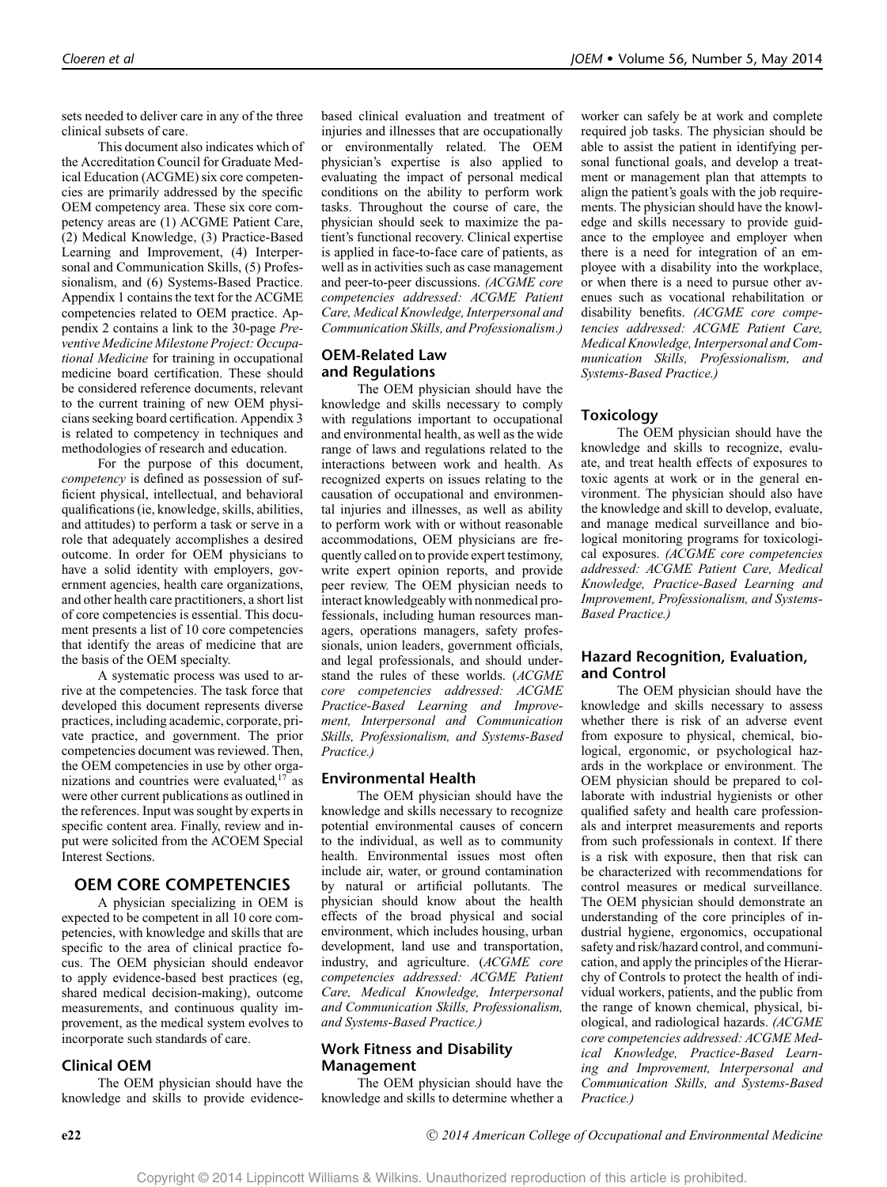sets needed to deliver care in any of the three clinical subsets of care.

This document also indicates which of the Accreditation Council for Graduate Medical Education (ACGME) six core competencies are primarily addressed by the specific OEM competency area. These six core competency areas are (1) ACGME Patient Care, (2) Medical Knowledge, (3) Practice-Based Learning and Improvement, (4) Interpersonal and Communication Skills, (5) Professionalism, and (6) Systems-Based Practice. Appendix 1 contains the text for the ACGME competencies related to OEM practice. Appendix 2 contains a link to the 30-page *Preventive Medicine Milestone Project: Occupational Medicine* for training in occupational medicine board certification. These should be considered reference documents, relevant to the current training of new OEM physicians seeking board certification. Appendix 3 is related to competency in techniques and methodologies of research and education.

For the purpose of this document, *competency* is defined as possession of sufficient physical, intellectual, and behavioral qualifications (ie, knowledge, skills, abilities, and attitudes) to perform a task or serve in a role that adequately accomplishes a desired outcome. In order for OEM physicians to have a solid identity with employers, government agencies, health care organizations, and other health care practitioners, a short list of core competencies is essential. This document presents a list of 10 core competencies that identify the areas of medicine that are the basis of the OEM specialty.

A systematic process was used to arrive at the competencies. The task force that developed this document represents diverse practices, including academic, corporate, private practice, and government. The prior competencies document was reviewed. Then, the OEM competencies in use by other organizations and countries were evaluated,[17] as were other current publications as outlined in the references. Input was sought by experts in specific content area. Finally, review and input were solicited from the ACOEM Special Interest Sections.

## OEM CORE COMPETENCIES

A physician specializing in OEM is expected to be competent in all 10 core competencies, with knowledge and skills that are specific to the area of clinical practice focus. The OEM physician should endeavor to apply evidence-based best practices (eg, shared medical decision-making), outcome measurements, and continuous quality improvement, as the medical system evolves to incorporate such standards of care.

### Clinical OEM

The OEM physician should have the knowledge and skills to provide evidence-based clinical evaluation and treatment of injuries and illnesses that are occupationally or environmentally related. The OEM physician's expertise is also applied to evaluating the impact of personal medical conditions on the ability to perform work tasks. Throughout the course of care, the physician should seek to maximize the patient's functional recovery. Clinical expertise is applied in face-to-face care of patients, as well as in activities such as case management and peer-to-peer discussions. *(ACGME core competencies addressed: ACGME Patient Care, Medical Knowledge, Interpersonal and Communication Skills, and Professionalism.)*

### OEM-Related Law and Regulations

The OEM physician should have the knowledge and skills necessary to comply with regulations important to occupational and environmental health, as well as the wide range of laws and regulations related to the interactions between work and health. As recognized experts on issues relating to the causation of occupational and environmental injuries and illnesses, as well as ability to perform work with or without reasonable accommodations, OEM physicians are frequently called on to provide expert testimony, write expert opinion reports, and provide peer review. The OEM physician needs to interact knowledgeably with nonmedical professionals, including human resources managers, operations managers, safety professionals, union leaders, government officials, and legal professionals, and should understand the rules of these worlds. (*ACGME core competencies addressed: ACGME Practice-Based Learning and Improvement, Interpersonal and Communication Skills, Professionalism, and Systems-Based Practice.)*

### Environmental Health

The OEM physician should have the knowledge and skills necessary to recognize potential environmental causes of concern to the individual, as well as to community health. Environmental issues most often include air, water, or ground contamination by natural or artificial pollutants. The physician should know about the health effects of the broad physical and social environment, which includes housing, urban development, land use and transportation, industry, and agriculture. (*ACGME core competencies addressed: ACGME Patient Care, Medical Knowledge, Interpersonal and Communication Skills, Professionalism, and Systems-Based Practice.)*

### Work Fitness and Disability Management

The OEM physician should have the knowledge and skills to determine whether a worker can safely be at work and complete required job tasks. The physician should be able to assist the patient in identifying personal functional goals, and develop a treatment or management plan that attempts to align the patient's goals with the job requirements. The physician should have the knowledge and skills necessary to provide guidance to the employee and employer when there is a need for integration of an employee with a disability into the workplace, or when there is a need to pursue other avenues such as vocational rehabilitation or disability benefits. *(ACGME core competencies addressed: ACGME Patient Care, Medical Knowledge, Interpersonal and Communication Skills, Professionalism, and Systems-Based Practice.)*

### Toxicology

The OEM physician should have the knowledge and skills to recognize, evaluate, and treat health effects of exposures to toxic agents at work or in the general environment. The physician should also have the knowledge and skill to develop, evaluate, and manage medical surveillance and biological monitoring programs for toxicological exposures. *(ACGME core competencies addressed: ACGME Patient Care, Medical Knowledge, Practice-Based Learning and Improvement, Professionalism, and Systems-Based Practice.)*

### Hazard Recognition, Evaluation, and Control

The OEM physician should have the knowledge and skills necessary to assess whether there is risk of an adverse event from exposure to physical, chemical, biological, ergonomic, or psychological hazards in the workplace or environment. The OEM physician should be prepared to collaborate with industrial hygienists or other qualified safety and health care professionals and interpret measurements and reports from such professionals in context. If there is a risk with exposure, then that risk can be characterized with recommendations for control measures or medical surveillance. The OEM physician should demonstrate an understanding of the core principles of industrial hygiene, ergonomics, occupational safety and risk/hazard control, and communication, and apply the principles of the Hierarchy of Controls to protect the health of individual workers, patients, and the public from the range of known chemical, physical, biological, and radiological hazards. *(ACGME core competencies addressed: ACGME Medical Knowledge, Practice-Based Learning and Improvement, Interpersonal and Communication Skills, and Systems-Based Practice.)*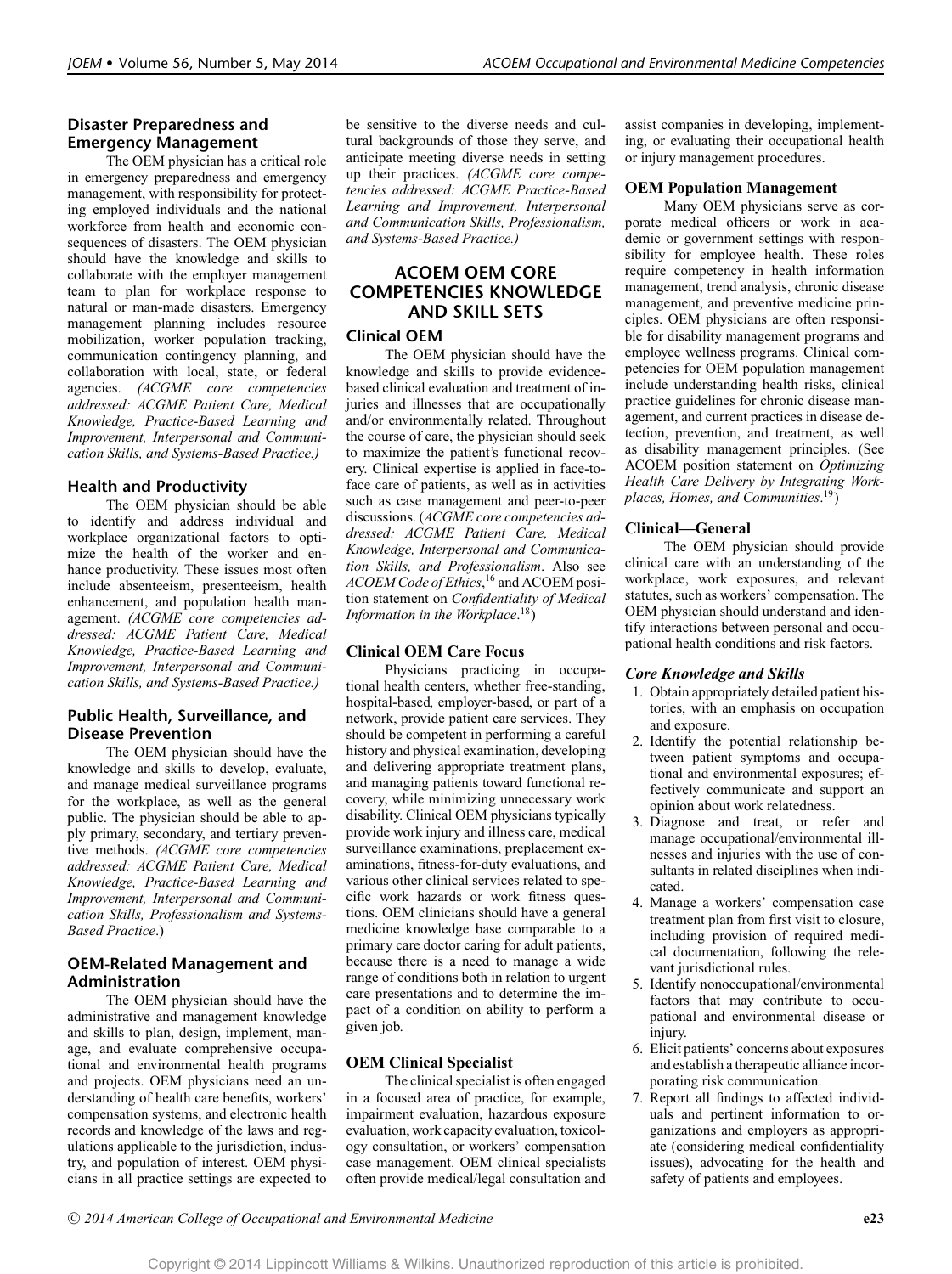### Disaster Preparedness and Emergency Management

The OEM physician has a critical role in emergency preparedness and emergency management, with responsibility for protecting employed individuals and the national workforce from health and economic consequences of disasters. The OEM physician should have the knowledge and skills to collaborate with the employer management team to plan for workplace response to natural or man-made disasters. Emergency management planning includes resource mobilization, worker population tracking, communication contingency planning, and collaboration with local, state, or federal agencies. *(ACGME core competencies addressed: ACGME Patient Care, Medical Knowledge, Practice-Based Learning and Improvement, Interpersonal and Communication Skills, and Systems-Based Practice.)*

### Health and Productivity

The OEM physician should be able to identify and address individual and workplace organizational factors to optimize the health of the worker and enhance productivity. These issues most often include absenteeism, presenteeism, health enhancement, and population health management. *(ACGME core competencies addressed: ACGME Patient Care, Medical Knowledge, Practice-Based Learning and Improvement, Interpersonal and Communication Skills, and Systems-Based Practice.)*

### Public Health, Surveillance, and Disease Prevention

The OEM physician should have the knowledge and skills to develop, evaluate, and manage medical surveillance programs for the workplace, as well as the general public. The physician should be able to apply primary, secondary, and tertiary preventive methods. *(ACGME core competencies addressed: ACGME Patient Care, Medical Knowledge, Practice-Based Learning and Improvement, Interpersonal and Communication Skills, Professionalism and Systems-Based Practice*.)

### OEM-Related Management and Administration

The OEM physician should have the administrative and management knowledge and skills to plan, design, implement, manage, and evaluate comprehensive occupational and environmental health programs and projects. OEM physicians need an understanding of health care benefits, workers' compensation systems, and electronic health records and knowledge of the laws and regulations applicable to the jurisdiction, industry, and population of interest. OEM physicians in all practice settings are expected to be sensitive to the diverse needs and cultural backgrounds of those they serve, and anticipate meeting diverse needs in setting up their practices. *(ACGME core competencies addressed: ACGME Practice-Based Learning and Improvement, Interpersonal and Communication Skills, Professionalism, and Systems-Based Practice.)*

## ACOEM OEM CORE COMPETENCIES KNOWLEDGE AND SKILL SETS

### Clinical OEM

The OEM physician should have the knowledge and skills to provide evidence-based clinical evaluation and treatment of injuries and illnesses that are occupationally and/or environmentally related. Throughout the course of care, the physician should seek to maximize the patient's functional recovery. Clinical expertise is applied in face-to-face care of patients, as well as in activities such as case management and peer-to-peer discussions. (*ACGME core competencies addressed: ACGME Patient Care, Medical Knowledge, Interpersonal and Communication Skills, and Professionalism*. Also see *ACOEM Code of Ethics*,[16] and ACOEM position statement on *Confidentiality of Medical Information in the Workplace*.[18])

#### Clinical OEM Care Focus

Physicians practicing in occupational health centers, whether free-standing, hospital-based, employer-based, or part of a network, provide patient care services. They should be competent in performing a careful history and physical examination, developing and delivering appropriate treatment plans, and managing patients toward functional recovery, while minimizing unnecessary work disability. Clinical OEM physicians typically provide work injury and illness care, medical surveillance examinations, preplacement examinations, fitness-for-duty evaluations, and various other clinical services related to specific work hazards or work fitness questions. OEM clinicians should have a general medicine knowledge base comparable to a primary care doctor caring for adult patients, because there is a need to manage a wide range of conditions both in relation to urgent care presentations and to determine the impact of a condition on ability to perform a given job.

#### OEM Clinical Specialist

The clinical specialist is often engaged in a focused area of practice, for example, impairment evaluation, hazardous exposure evaluation, work capacity evaluation, toxicology consultation, or workers' compensation case management. OEM clinical specialists often provide medical/legal consultation and assist companies in developing, implementing, or evaluating their occupational health or injury management procedures.

#### OEM Population Management

Many OEM physicians serve as corporate medical officers or work in academic or government settings with responsibility for employee health. These roles require competency in health information management, trend analysis, chronic disease management, and preventive medicine principles. OEM physicians are often responsible for disability management programs and employee wellness programs. Clinical competencies for OEM population management include understanding health risks, clinical practice guidelines for chronic disease management, and current practices in disease detection, prevention, and treatment, as well as disability management principles. (See ACOEM position statement on *Optimizing Health Care Delivery by Integrating Workplaces, Homes, and Communities*.[19])

#### Clinical—General

The OEM physician should provide clinical care with an understanding of the workplace, work exposures, and relevant statutes, such as workers' compensation. The OEM physician should understand and identify interactions between personal and occupational health conditions and risk factors.

##### *Core Knowledge and Skills*

1. Obtain appropriately detailed patient histories, with an emphasis on occupation and exposure.
2. Identify the potential relationship between patient symptoms and occupational and environmental exposures; effectively communicate and support an opinion about work relatedness.
3. Diagnose and treat, or refer and manage occupational/environmental illnesses and injuries with the use of consultants in related disciplines when indicated.
4. Manage a workers' compensation case treatment plan from first visit to closure, including provision of required medical documentation, following the relevant jurisdictional rules.
5. Identify nonoccupational/environmental factors that may contribute to occupational and environmental disease or injury.
6. Elicit patients' concerns about exposures and establish a therapeutic alliance incorporating risk communication.
7. Report all findings to affected individuals and pertinent information to organizations and employers as appropriate (considering medical confidentiality issues), advocating for the health and safety of patients and employees.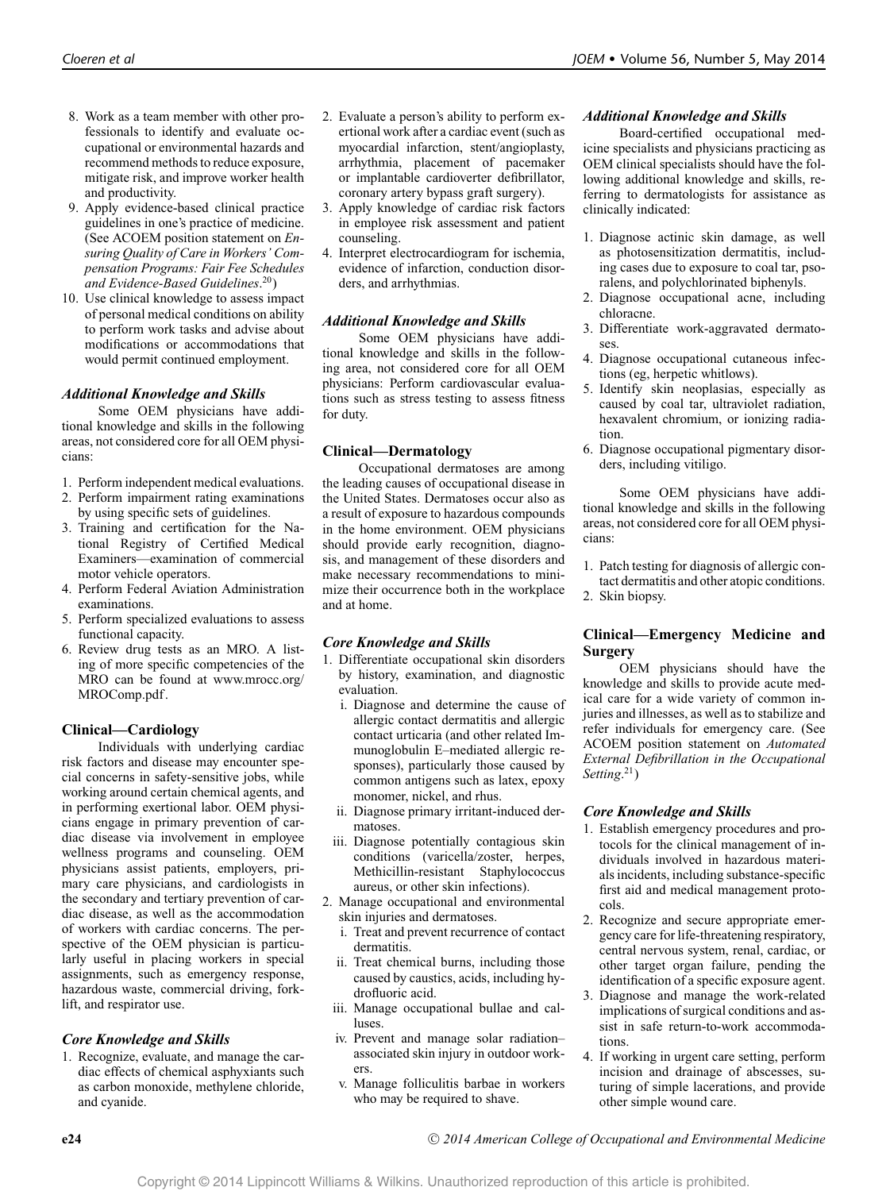8. Work as a team member with other professionals to identify and evaluate occupational or environmental hazards and recommend methods to reduce exposure, mitigate risk, and improve worker health and productivity.
9. Apply evidence-based clinical practice guidelines in one's practice of medicine. (See ACOEM position statement on *Ensuring Quality of Care in Workers' Compensation Programs: Fair Fee Schedules and Evidence-Based Guidelines*.[20])
10. Use clinical knowledge to assess impact of personal medical conditions on ability to perform work tasks and advise about modifications or accommodations that would permit continued employment.

#### *Additional Knowledge and Skills*

Some OEM physicians have additional knowledge and skills in the following areas, not considered core for all OEM physicians:

1. Perform independent medical evaluations.
2. Perform impairment rating examinations by using specific sets of guidelines.
3. Training and certification for the National Registry of Certified Medical Examiners—examination of commercial motor vehicle operators.
4. Perform Federal Aviation Administration examinations.
5. Perform specialized evaluations to assess functional capacity.
6. Review drug tests as an MRO. A listing of more specific competencies of the MRO can be found at www.mrocc.org/MROComp.pdf.

### Clinical—Cardiology

Individuals with underlying cardiac risk factors and disease may encounter special concerns in safety-sensitive jobs, while working around certain chemical agents, and in performing exertional labor. OEM physicians engage in primary prevention of cardiac disease via involvement in employee wellness programs and counseling. OEM physicians assist patients, employers, primary care physicians, and cardiologists in the secondary and tertiary prevention of cardiac disease, as well as the accommodation of workers with cardiac concerns. The perspective of the OEM physician is particularly useful in placing workers in special assignments, such as emergency response, hazardous waste, commercial driving, forklift, and respirator use.

#### *Core Knowledge and Skills*

1. Recognize, evaluate, and manage the cardiac effects of chemical asphyxiants such as carbon monoxide, methylene chloride, and cyanide.
2. Evaluate a person's ability to perform exertional work after a cardiac event (such as myocardial infarction, stent/angioplasty, arrhythmia, placement of pacemaker or implantable cardioverter defibrillator, coronary artery bypass graft surgery).
3. Apply knowledge of cardiac risk factors in employee risk assessment and patient counseling.
4. Interpret electrocardiogram for ischemia, evidence of infarction, conduction disorders, and arrhythmias.

#### *Additional Knowledge and Skills*

Some OEM physicians have additional knowledge and skills in the following area, not considered core for all OEM physicians: Perform cardiovascular evaluations such as stress testing to assess fitness for duty.

### Clinical—Dermatology

Occupational dermatoses are among the leading causes of occupational disease in the United States. Dermatoses occur also as a result of exposure to hazardous compounds in the home environment. OEM physicians should provide early recognition, diagnosis, and management of these disorders and make necessary recommendations to minimize their occurrence both in the workplace and at home.

#### *Core Knowledge and Skills*

1. Differentiate occupational skin disorders by history, examination, and diagnostic evaluation.
   i. Diagnose and determine the cause of allergic contact dermatitis and allergic contact urticaria (and other related Immunoglobulin E–mediated allergic responses), particularly those caused by common antigens such as latex, epoxy monomer, nickel, and rhus.
   ii. Diagnose primary irritant-induced dermatoses.
   iii. Diagnose potentially contagious skin conditions (varicella/zoster, herpes, Methicillin-resistant Staphylococcus aureus, or other skin infections).
2. Manage occupational and environmental skin injuries and dermatoses.
   i. Treat and prevent recurrence of contact dermatitis.
   ii. Treat chemical burns, including those caused by caustics, acids, including hydrofluoric acid.
   iii. Manage occupational bullae and calluses.
   iv. Prevent and manage solar radiation–associated skin injury in outdoor workers.
   v. Manage folliculitis barbae in workers who may be required to shave.

#### *Additional Knowledge and Skills*

Board-certified occupational medicine specialists and physicians practicing as OEM clinical specialists should have the following additional knowledge and skills, referring to dermatologists for assistance as clinically indicated:

1. Diagnose actinic skin damage, as well as photosensitization dermatitis, including cases due to exposure to coal tar, psoralens, and polychlorinated biphenyls.
2. Diagnose occupational acne, including chloracne.
3. Differentiate work-aggravated dermatoses.
4. Diagnose occupational cutaneous infections (eg, herpetic whitlows).
5. Identify skin neoplasias, especially as caused by coal tar, ultraviolet radiation, hexavalent chromium, or ionizing radiation.
6. Diagnose occupational pigmentary disorders, including vitiligo.

Some OEM physicians have additional knowledge and skills in the following areas, not considered core for all OEM physicians:

1. Patch testing for diagnosis of allergic contact dermatitis and other atopic conditions.
2. Skin biopsy.

### Clinical—Emergency Medicine and Surgery

OEM physicians should have the knowledge and skills to provide acute medical care for a wide variety of common injuries and illnesses, as well as to stabilize and refer individuals for emergency care. (See ACOEM position statement on *Automated External Defibrillation in the Occupational Setting*.[21])

#### *Core Knowledge and Skills*

1. Establish emergency procedures and protocols for the clinical management of individuals involved in hazardous materials incidents, including substance-specific first aid and medical management protocols.
2. Recognize and secure appropriate emergency care for life-threatening respiratory, central nervous system, renal, cardiac, or other target organ failure, pending the identification of a specific exposure agent.
3. Diagnose and manage the work-related implications of surgical conditions and assist in safe return-to-work accommodations.
4. If working in urgent care setting, perform incision and drainage of abscesses, suturing of simple lacerations, and provide other simple wound care.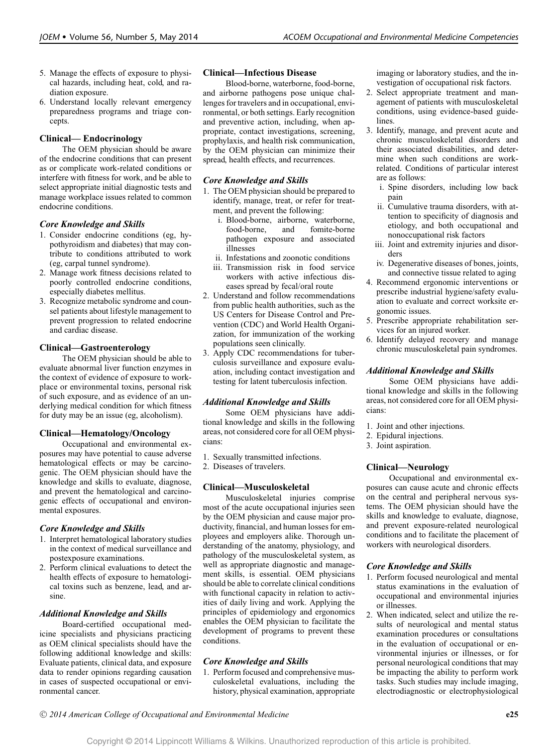5. Manage the effects of exposure to physical hazards, including heat, cold, and radiation exposure.
6. Understand locally relevant emergency preparedness programs and triage concepts.

### Clinical— Endocrinology

The OEM physician should be aware of the endocrine conditions that can present as or complicate work-related conditions or interfere with fitness for work, and be able to select appropriate initial diagnostic tests and manage workplace issues related to common endocrine conditions.

#### *Core Knowledge and Skills*

1. Consider endocrine conditions (eg, hypothyroidism and diabetes) that may contribute to conditions attributed to work (eg, carpal tunnel syndrome).
2. Manage work fitness decisions related to poorly controlled endocrine conditions, especially diabetes mellitus.
3. Recognize metabolic syndrome and counsel patients about lifestyle management to prevent progression to related endocrine and cardiac disease.

### Clinical—Gastroenterology

The OEM physician should be able to evaluate abnormal liver function enzymes in the context of evidence of exposure to workplace or environmental toxins, personal risk of such exposure, and as evidence of an underlying medical condition for which fitness for duty may be an issue (eg, alcoholism).

### Clinical—Hematology/Oncology

Occupational and environmental exposures may have potential to cause adverse hematological effects or may be carcinogenic. The OEM physician should have the knowledge and skills to evaluate, diagnose, and prevent the hematological and carcinogenic effects of occupational and environmental exposures.

#### *Core Knowledge and Skills*

1. Interpret hematological laboratory studies in the context of medical surveillance and postexposure examinations.
2. Perform clinical evaluations to detect the health effects of exposure to hematological toxins such as benzene, lead, and arsine.

#### *Additional Knowledge and Skills*

Board-certified occupational medicine specialists and physicians practicing as OEM clinical specialists should have the following additional knowledge and skills: Evaluate patients, clinical data, and exposure data to render opinions regarding causation in cases of suspected occupational or environmental cancer.

### Clinical—Infectious Disease

Blood-borne, waterborne, food-borne, and airborne pathogens pose unique challenges for travelers and in occupational, environmental, or both settings. Early recognition and preventive action, including, when appropriate, contact investigations, screening, prophylaxis, and health risk communication, by the OEM physician can minimize their spread, health effects, and recurrences.

#### *Core Knowledge and Skills*

1. The OEM physician should be prepared to identify, manage, treat, or refer for treatment, and prevent the following:
   - i. Blood-borne, airborne, waterborne, food-borne, and fomite-borne pathogen exposure and associated illnesses
   - ii. Infestations and zoonotic conditions
   - iii. Transmission risk in food service workers with active infectious diseases spread by fecal/oral route
2. Understand and follow recommendations from public health authorities, such as the US Centers for Disease Control and Prevention (CDC) and World Health Organization, for immunization of the working populations seen clinically.
3. Apply CDC recommendations for tuberculosis surveillance and exposure evaluation, including contact investigation and testing for latent tuberculosis infection.

#### *Additional Knowledge and Skills*

Some OEM physicians have additional knowledge and skills in the following areas, not considered core for all OEM physicians:

1. Sexually transmitted infections.
2. Diseases of travelers.

### Clinical—Musculoskeletal

Musculoskeletal injuries comprise most of the acute occupational injuries seen by the OEM physician and cause major productivity, financial, and human losses for employees and employers alike. Thorough understanding of the anatomy, physiology, and pathology of the musculoskeletal system, as well as appropriate diagnostic and management skills, is essential. OEM physicians should be able to correlate clinical conditions with functional capacity in relation to activities of daily living and work. Applying the principles of epidemiology and ergonomics enables the OEM physician to facilitate the development of programs to prevent these conditions.

#### *Core Knowledge and Skills*

1. Perform focused and comprehensive musculoskeletal evaluations, including the history, physical examination, appropriate imaging or laboratory studies, and the investigation of occupational risk factors.
2. Select appropriate treatment and management of patients with musculoskeletal conditions, using evidence-based guidelines.
3. Identify, manage, and prevent acute and chronic musculoskeletal disorders and their associated disabilities, and determine when such conditions are work-related. Conditions of particular interest are as follows:
   - i. Spine disorders, including low back pain
   - ii. Cumulative trauma disorders, with attention to specificity of diagnosis and etiology, and both occupational and nonoccupational risk factors
   - iii. Joint and extremity injuries and disorders
   - iv. Degenerative diseases of bones, joints, and connective tissue related to aging
4. Recommend ergonomic interventions or prescribe industrial hygiene/safety evaluation to evaluate and correct worksite ergonomic issues.
5. Prescribe appropriate rehabilitation services for an injured worker.
6. Identify delayed recovery and manage chronic musculoskeletal pain syndromes.

#### *Additional Knowledge and Skills*

Some OEM physicians have additional knowledge and skills in the following areas, not considered core for all OEM physicians:

1. Joint and other injections.
2. Epidural injections.
3. Joint aspiration.

### Clinical—Neurology

Occupational and environmental exposures can cause acute and chronic effects on the central and peripheral nervous systems. The OEM physician should have the skills and knowledge to evaluate, diagnose, and prevent exposure-related neurological conditions and to facilitate the placement of workers with neurological disorders.

#### *Core Knowledge and Skills*

1. Perform focused neurological and mental status examinations in the evaluation of occupational and environmental injuries or illnesses.
2. When indicated, select and utilize the results of neurological and mental status examination procedures or consultations in the evaluation of occupational or environmental injuries or illnesses, or for personal neurological conditions that may be impacting the ability to perform work tasks. Such studies may include imaging, electrodiagnostic or electrophysiological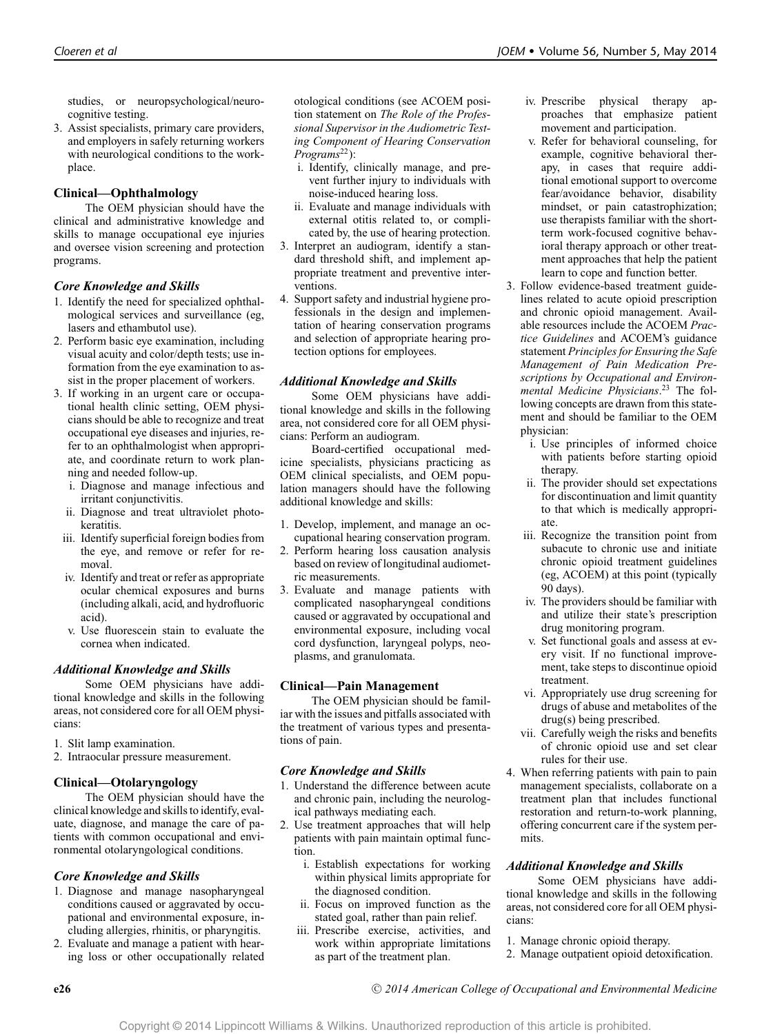studies, or neuropsychological/neurocognitive testing.

3. Assist specialists, primary care providers, and employers in safely returning workers with neurological conditions to the workplace.

### Clinical—Ophthalmology

The OEM physician should have the clinical and administrative knowledge and skills to manage occupational eye injuries and oversee vision screening and protection programs.

#### *Core Knowledge and Skills*

1. Identify the need for specialized ophthalmological services and surveillance (eg, lasers and ethambutol use).
2. Perform basic eye examination, including visual acuity and color/depth tests; use information from the eye examination to assist in the proper placement of workers.
3. If working in an urgent care or occupational health clinic setting, OEM physicians should be able to recognize and treat occupational eye diseases and injuries, refer to an ophthalmologist when appropriate, and coordinate return to work planning and needed follow-up.
   i. Diagnose and manage infectious and irritant conjunctivitis.
   ii. Diagnose and treat ultraviolet photokeratitis.
   iii. Identify superficial foreign bodies from the eye, and remove or refer for removal.
   iv. Identify and treat or refer as appropriate ocular chemical exposures and burns (including alkali, acid, and hydrofluoric acid).
   v. Use fluorescein stain to evaluate the cornea when indicated.

#### *Additional Knowledge and Skills*

Some OEM physicians have additional knowledge and skills in the following areas, not considered core for all OEM physicians:

1. Slit lamp examination.
2. Intraocular pressure measurement.

### Clinical—Otolaryngology

The OEM physician should have the clinical knowledge and skills to identify, evaluate, diagnose, and manage the care of patients with common occupational and environmental otolaryngological conditions.

#### *Core Knowledge and Skills*

1. Diagnose and manage nasopharyngeal conditions caused or aggravated by occupational and environmental exposure, including allergies, rhinitis, or pharyngitis.
2. Evaluate and manage a patient with hearing loss or other occupationally related otological conditions (see ACOEM position statement on *The Role of the Professional Supervisor in the Audiometric Testing Component of Hearing Conservation Programs*[22]):
   i. Identify, clinically manage, and prevent further injury to individuals with noise-induced hearing loss.
   ii. Evaluate and manage individuals with external otitis related to, or complicated by, the use of hearing protection.
3. Interpret an audiogram, identify a standard threshold shift, and implement appropriate treatment and preventive interventions.
4. Support safety and industrial hygiene professionals in the design and implementation of hearing conservation programs and selection of appropriate hearing protection options for employees.

#### *Additional Knowledge and Skills*

Some OEM physicians have additional knowledge and skills in the following area, not considered core for all OEM physicians: Perform an audiogram.

Board-certified occupational medicine specialists, physicians practicing as OEM clinical specialists, and OEM population managers should have the following additional knowledge and skills:

1. Develop, implement, and manage an occupational hearing conservation program.
2. Perform hearing loss causation analysis based on review of longitudinal audiometric measurements.
3. Evaluate and manage patients with complicated nasopharyngeal conditions caused or aggravated by occupational and environmental exposure, including vocal cord dysfunction, laryngeal polyps, neoplasms, and granulomata.

### Clinical—Pain Management

The OEM physician should be familiar with the issues and pitfalls associated with the treatment of various types and presentations of pain.

#### *Core Knowledge and Skills*

1. Understand the difference between acute and chronic pain, including the neurological pathways mediating each.
2. Use treatment approaches that will help patients with pain maintain optimal function.
   i. Establish expectations for working within physical limits appropriate for the diagnosed condition.
   ii. Focus on improved function as the stated goal, rather than pain relief.
   iii. Prescribe exercise, activities, and work within appropriate limitations as part of the treatment plan.
   iv. Prescribe physical therapy approaches that emphasize patient movement and participation.
   v. Refer for behavioral counseling, for example, cognitive behavioral therapy, in cases that require additional emotional support to overcome fear/avoidance behavior, disability mindset, or pain catastrophization; use therapists familiar with the short-term work-focused cognitive behavioral therapy approach or other treatment approaches that help the patient learn to cope and function better.
3. Follow evidence-based treatment guidelines related to acute opioid prescription and chronic opioid management. Available resources include the ACOEM *Practice Guidelines* and ACOEM's guidance statement *Principles for Ensuring the Safe Management of Pain Medication Prescriptions by Occupational and Environmental Medicine Physicians*.[23] The following concepts are drawn from this statement and should be familiar to the OEM physician:
   i. Use principles of informed choice with patients before starting opioid therapy.
   ii. The provider should set expectations for discontinuation and limit quantity to that which is medically appropriate.
   iii. Recognize the transition point from subacute to chronic use and initiate chronic opioid treatment guidelines (eg, ACOEM) at this point (typically 90 days).
   iv. The providers should be familiar with and utilize their state's prescription drug monitoring program.
   v. Set functional goals and assess at every visit. If no functional improvement, take steps to discontinue opioid treatment.
   vi. Appropriately use drug screening for drugs of abuse and metabolites of the drug(s) being prescribed.
   vii. Carefully weigh the risks and benefits of chronic opioid use and set clear rules for their use.
4. When referring patients with pain to pain management specialists, collaborate on a treatment plan that includes functional restoration and return-to-work planning, offering concurrent care if the system permits.

#### *Additional Knowledge and Skills*

Some OEM physicians have additional knowledge and skills in the following areas, not considered core for all OEM physicians:

1. Manage chronic opioid therapy.
2. Manage outpatient opioid detoxification.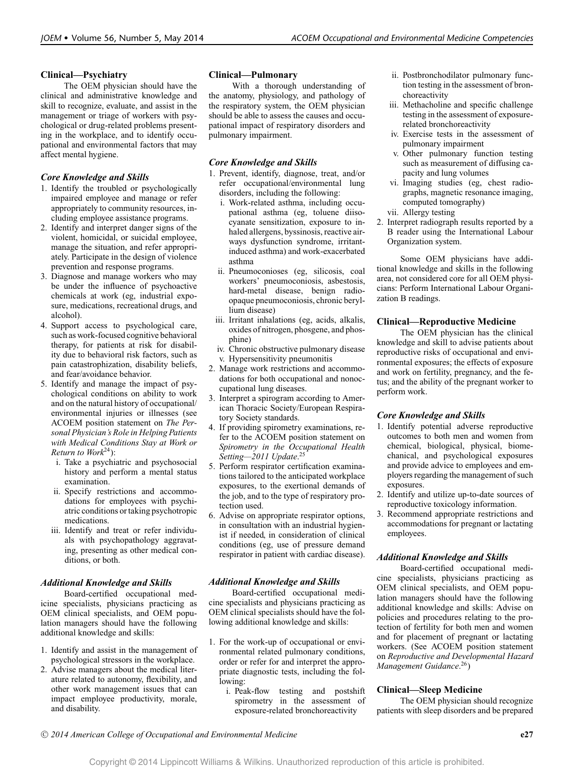### Clinical—Psychiatry

The OEM physician should have the clinical and administrative knowledge and skill to recognize, evaluate, and assist in the management or triage of workers with psychological or drug-related problems presenting in the workplace, and to identify occupational and environmental factors that may affect mental hygiene.

#### *Core Knowledge and Skills*

1. Identify the troubled or psychologically impaired employee and manage or refer appropriately to community resources, including employee assistance programs.
2. Identify and interpret danger signs of the violent, homicidal, or suicidal employee, manage the situation, and refer appropriately. Participate in the design of violence prevention and response programs.
3. Diagnose and manage workers who may be under the influence of psychoactive chemicals at work (eg, industrial exposure, medications, recreational drugs, and alcohol).
4. Support access to psychological care, such as work-focused cognitive behavioral therapy, for patients at risk for disability due to behavioral risk factors, such as pain catastrophization, disability beliefs, and fear/avoidance behavior.
5. Identify and manage the impact of psychological conditions on ability to work and on the natural history of occupational/environmental injuries or illnesses (see ACOEM position statement on *The Personal Physician's Role in Helping Patients with Medical Conditions Stay at Work or Return to Work*[24]):
   i. Take a psychiatric and psychosocial history and perform a mental status examination.
   ii. Specify restrictions and accommodations for employees with psychiatric conditions or taking psychotropic medications.
   iii. Identify and treat or refer individuals with psychopathology aggravating, presenting as other medical conditions, or both.

#### *Additional Knowledge and Skills*

Board-certified occupational medicine specialists, physicians practicing as OEM clinical specialists, and OEM population managers should have the following additional knowledge and skills:

1. Identify and assist in the management of psychological stressors in the workplace.
2. Advise managers about the medical literature related to autonomy, flexibility, and other work management issues that can impact employee productivity, morale, and disability.

### Clinical—Pulmonary

With a thorough understanding of the anatomy, physiology, and pathology of the respiratory system, the OEM physician should be able to assess the causes and occupational impact of respiratory disorders and pulmonary impairment.

#### *Core Knowledge and Skills*

1. Prevent, identify, diagnose, treat, and/or refer occupational/environmental lung disorders, including the following:
   i. Work-related asthma, including occupational asthma (eg, toluene diisocyanate sensitization, exposure to inhaled allergens, byssinosis, reactive airways dysfunction syndrome, irritant-induced asthma) and work-exacerbated asthma
   ii. Pneumoconioses (eg, silicosis, coal workers' pneumoconiosis, asbestosis, hard-metal disease, benign radioopaque pneumoconiosis, chronic beryllium disease)
   iii. Irritant inhalations (eg, acids, alkalis, oxides of nitrogen, phosgene, and phosphine)
   iv. Chronic obstructive pulmonary disease
   v. Hypersensitivity pneumonitis
2. Manage work restrictions and accommodations for both occupational and nonoccupational lung diseases.
3. Interpret a spirogram according to American Thoracic Society/European Respiratory Society standards.
4. If providing spirometry examinations, refer to the ACOEM position statement on *Spirometry in the Occupational Health Setting—2011 Update*.[25]
5. Perform respirator certification examinations tailored to the anticipated workplace exposures, to the exertional demands of the job, and to the type of respiratory protection used.
6. Advise on appropriate respirator options, in consultation with an industrial hygienist if needed, in consideration of clinical conditions (eg, use of pressure demand respirator in patient with cardiac disease).

#### *Additional Knowledge and Skills*

Board-certified occupational medicine specialists and physicians practicing as OEM clinical specialists should have the following additional knowledge and skills:

1. For the work-up of occupational or environmental related pulmonary conditions, order or refer for and interpret the appropriate diagnostic tests, including the following:
   i. Peak-flow testing and postshift spirometry in the assessment of exposure-related bronchoreactivity
   ii. Postbronchodilator pulmonary function testing in the assessment of bronchoreactivity
   iii. Methacholine and specific challenge testing in the assessment of exposure-related bronchoreactivity
   iv. Exercise tests in the assessment of pulmonary impairment
   v. Other pulmonary function testing such as measurement of diffusing capacity and lung volumes
   vi. Imaging studies (eg, chest radiographs, magnetic resonance imaging, computed tomography)
   vii. Allergy testing
2. Interpret radiograph results reported by a B reader using the International Labour Organization system.

Some OEM physicians have additional knowledge and skills in the following area, not considered core for all OEM physicians: Perform International Labour Organization B readings.

### Clinical—Reproductive Medicine

The OEM physician has the clinical knowledge and skill to advise patients about reproductive risks of occupational and environmental exposures; the effects of exposure and work on fertility, pregnancy, and the fetus; and the ability of the pregnant worker to perform work.

#### *Core Knowledge and Skills*

1. Identify potential adverse reproductive outcomes to both men and women from chemical, biological, physical, biomechanical, and psychological exposures and provide advice to employees and employers regarding the management of such exposures.
2. Identify and utilize up-to-date sources of reproductive toxicology information.
3. Recommend appropriate restrictions and accommodations for pregnant or lactating employees.

#### *Additional Knowledge and Skills*

Board-certified occupational medicine specialists, physicians practicing as OEM clinical specialists, and OEM population managers should have the following additional knowledge and skills: Advise on policies and procedures relating to the protection of fertility for both men and women and for placement of pregnant or lactating workers. (See ACOEM position statement on *Reproductive and Developmental Hazard Management Guidance*.[26])

### Clinical—Sleep Medicine

The OEM physician should recognize patients with sleep disorders and be prepared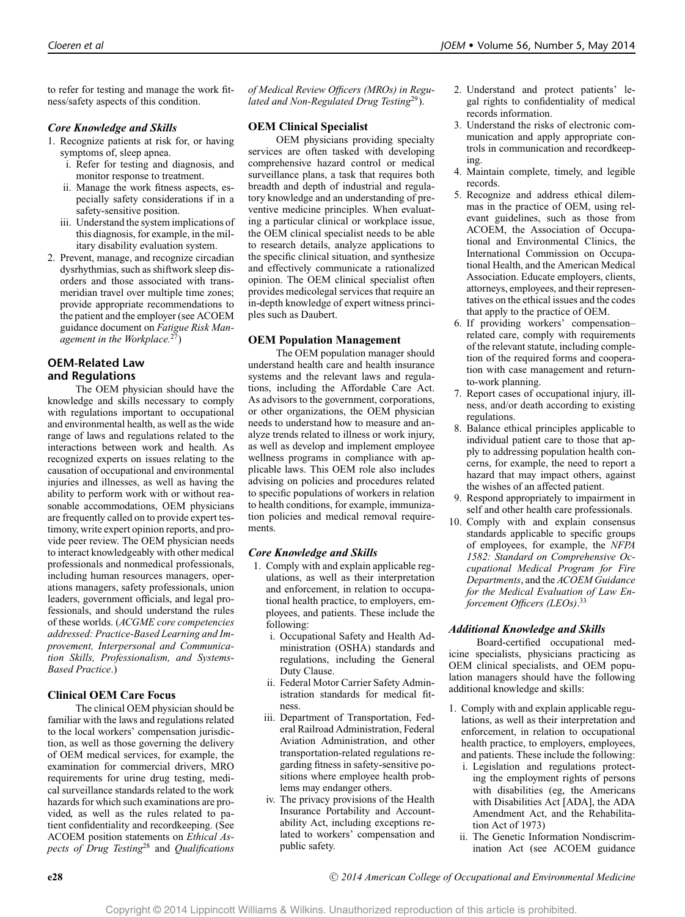to refer for testing and manage the work fitness/safety aspects of this condition.

### *Core Knowledge and Skills*

1. Recognize patients at risk for, or having symptoms of, sleep apnea.
   i. Refer for testing and diagnosis, and monitor response to treatment.
   ii. Manage the work fitness aspects, especially safety considerations if in a safety-sensitive position.
   iii. Understand the system implications of this diagnosis, for example, in the military disability evaluation system.
2. Prevent, manage, and recognize circadian dysrhythmias, such as shiftwork sleep disorders and those associated with transmeridian travel over multiple time zones; provide appropriate recommendations to the patient and the employer (see ACOEM guidance document on *Fatigue Risk Management in the Workplace.*[27])

## OEM-Related Law and Regulations

The OEM physician should have the knowledge and skills necessary to comply with regulations important to occupational and environmental health, as well as the wide range of laws and regulations related to the interactions between work and health. As recognized experts on issues relating to the causation of occupational and environmental injuries and illnesses, as well as having the ability to perform work with or without reasonable accommodations, OEM physicians are frequently called on to provide expert testimony, write expert opinion reports, and provide peer review. The OEM physician needs to interact knowledgeably with other medical professionals and nonmedical professionals, including human resources managers, operations managers, safety professionals, union leaders, government officials, and legal professionals, and should understand the rules of these worlds. (*ACGME core competencies addressed: Practice-Based Learning and Improvement, Interpersonal and Communication Skills, Professionalism, and Systems-Based Practice*.)

### Clinical OEM Care Focus

The clinical OEM physician should be familiar with the laws and regulations related to the local workers' compensation jurisdiction, as well as those governing the delivery of OEM medical services, for example, the examination for commercial drivers, MRO requirements for urine drug testing, medical surveillance standards related to the work hazards for which such examinations are provided, as well as the rules related to patient confidentiality and recordkeeping. (See ACOEM position statements on *Ethical Aspects of Drug Testing*[28] and *Qualifications of Medical Review Officers (MROs) in Regulated and Non-Regulated Drug Testing*[29]).

### OEM Clinical Specialist

OEM physicians providing specialty services are often tasked with developing comprehensive hazard control or medical surveillance plans, a task that requires both breadth and depth of industrial and regulatory knowledge and an understanding of preventive medicine principles. When evaluating a particular clinical or workplace issue, the OEM clinical specialist needs to be able to research details, analyze applications to the specific clinical situation, and synthesize and effectively communicate a rationalized opinion. The OEM clinical specialist often provides medicolegal services that require an in-depth knowledge of expert witness principles such as Daubert.

### OEM Population Management

The OEM population manager should understand health care and health insurance systems and the relevant laws and regulations, including the Affordable Care Act. As advisors to the government, corporations, or other organizations, the OEM physician needs to understand how to measure and analyze trends related to illness or work injury, as well as develop and implement employee wellness programs in compliance with applicable laws. This OEM role also includes advising on policies and procedures related to specific populations of workers in relation to health conditions, for example, immunization policies and medical removal requirements.

### *Core Knowledge and Skills*

1. Comply with and explain applicable regulations, as well as their interpretation and enforcement, in relation to occupational health practice, to employers, employees, and patients. These include the following:
   i. Occupational Safety and Health Administration (OSHA) standards and regulations, including the General Duty Clause.
   ii. Federal Motor Carrier Safety Administration standards for medical fitness.
   iii. Department of Transportation, Federal Railroad Administration, Federal Aviation Administration, and other transportation-related regulations regarding fitness in safety-sensitive positions where employee health problems may endanger others.
   iv. The privacy provisions of the Health Insurance Portability and Accountability Act, including exceptions related to workers' compensation and public safety.
2. Understand and protect patients' legal rights to confidentiality of medical records information.
3. Understand the risks of electronic communication and apply appropriate controls in communication and recordkeeping.
4. Maintain complete, timely, and legible records.
5. Recognize and address ethical dilemmas in the practice of OEM, using relevant guidelines, such as those from ACOEM, the Association of Occupational and Environmental Clinics, the International Commission on Occupational Health, and the American Medical Association. Educate employers, clients, attorneys, employees, and their representatives on the ethical issues and the codes that apply to the practice of OEM.
6. If providing workers' compensation–related care, comply with requirements of the relevant statute, including completion of the required forms and cooperation with case management and return-to-work planning.
7. Report cases of occupational injury, illness, and/or death according to existing regulations.
8. Balance ethical principles applicable to individual patient care to those that apply to addressing population health concerns, for example, the need to report a hazard that may impact others, against the wishes of an affected patient.
9. Respond appropriately to impairment in self and other health care professionals.
10. Comply with and explain consensus standards applicable to specific groups of employees, for example, the *NFPA 1582: Standard on Comprehensive Occupational Medical Program for Fire Departments*, and the *ACOEM Guidance for the Medical Evaluation of Law Enforcement Officers (LEOs)*.[33]

### *Additional Knowledge and Skills*

Board-certified occupational medicine specialists, physicians practicing as OEM clinical specialists, and OEM population managers should have the following additional knowledge and skills:

1. Comply with and explain applicable regulations, as well as their interpretation and enforcement, in relation to occupational health practice, to employers, employees, and patients. These include the following:
   i. Legislation and regulations protecting the employment rights of persons with disabilities (eg, the Americans with Disabilities Act [ADA], the ADA Amendment Act, and the Rehabilitation Act of 1973)
   ii. The Genetic Information Nondiscrimination Act (see ACOEM guidance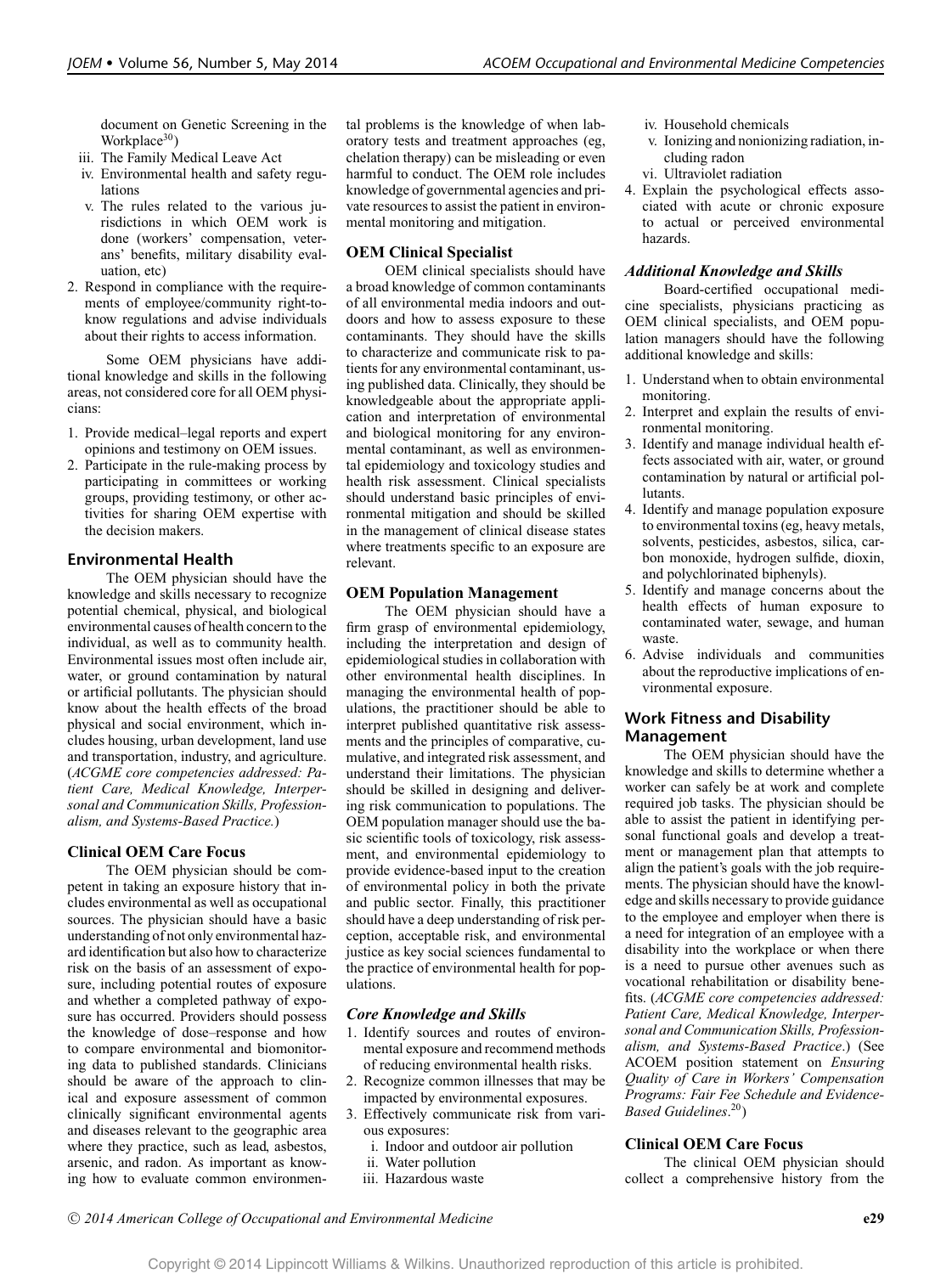document on Genetic Screening in the Workplace[30])

iii. The Family Medical Leave Act
iv. Environmental health and safety regulations
v. The rules related to the various jurisdictions in which OEM work is done (workers' compensation, veterans' benefits, military disability evaluation, etc)

2. Respond in compliance with the requirements of employee/community right-to-know regulations and advise individuals about their rights to access information.

Some OEM physicians have additional knowledge and skills in the following areas, not considered core for all OEM physicians:

1. Provide medical–legal reports and expert opinions and testimony on OEM issues.
2. Participate in the rule-making process by participating in committees or working groups, providing testimony, or other activities for sharing OEM expertise with the decision makers.

## Environmental Health

The OEM physician should have the knowledge and skills necessary to recognize potential chemical, physical, and biological environmental causes of health concern to the individual, as well as to community health. Environmental issues most often include air, water, or ground contamination by natural or artificial pollutants. The physician should know about the health effects of the broad physical and social environment, which includes housing, urban development, land use and transportation, industry, and agriculture. (*ACGME core competencies addressed: Patient Care, Medical Knowledge, Interpersonal and Communication Skills, Professionalism, and Systems-Based Practice.*)

### Clinical OEM Care Focus

The OEM physician should be competent in taking an exposure history that includes environmental as well as occupational sources. The physician should have a basic understanding of not only environmental hazard identification but also how to characterize risk on the basis of an assessment of exposure, including potential routes of exposure and whether a completed pathway of exposure has occurred. Providers should possess the knowledge of dose–response and how to compare environmental and biomonitoring data to published standards. Clinicians should be aware of the approach to clinical and exposure assessment of common clinically significant environmental agents and diseases relevant to the geographic area where they practice, such as lead, asbestos, arsenic, and radon. As important as knowing how to evaluate common environmental problems is the knowledge of when laboratory tests and treatment approaches (eg, chelation therapy) can be misleading or even harmful to conduct. The OEM role includes knowledge of governmental agencies and private resources to assist the patient in environmental monitoring and mitigation.

### OEM Clinical Specialist

OEM clinical specialists should have a broad knowledge of common contaminants of all environmental media indoors and outdoors and how to assess exposure to these contaminants. They should have the skills to characterize and communicate risk to patients for any environmental contaminant, using published data. Clinically, they should be knowledgeable about the appropriate application and interpretation of environmental and biological monitoring for any environmental contaminant, as well as environmental epidemiology and toxicology studies and health risk assessment. Clinical specialists should understand basic principles of environmental mitigation and should be skilled in the management of clinical disease states where treatments specific to an exposure are relevant.

### OEM Population Management

The OEM physician should have a firm grasp of environmental epidemiology, including the interpretation and design of epidemiological studies in collaboration with other environmental health disciplines. In managing the environmental health of populations, the practitioner should be able to interpret published quantitative risk assessments and the principles of comparative, cumulative, and integrated risk assessment, and understand their limitations. The physician should be skilled in designing and delivering risk communication to populations. The OEM population manager should use the basic scientific tools of toxicology, risk assessment, and environmental epidemiology to provide evidence-based input to the creation of environmental policy in both the private and public sector. Finally, this practitioner should have a deep understanding of risk perception, acceptable risk, and environmental justice as key social sciences fundamental to the practice of environmental health for populations.

### *Core Knowledge and Skills*

1. Identify sources and routes of environmental exposure and recommend methods of reducing environmental health risks.
2. Recognize common illnesses that may be impacted by environmental exposures.
3. Effectively communicate risk from various exposures:
   i. Indoor and outdoor air pollution
   ii. Water pollution
   iii. Hazardous waste
   iv. Household chemicals
   v. Ionizing and nonionizing radiation, including radon
   vi. Ultraviolet radiation
4. Explain the psychological effects associated with acute or chronic exposure to actual or perceived environmental hazards.

### *Additional Knowledge and Skills*

Board-certified occupational medicine specialists, physicians practicing as OEM clinical specialists, and OEM population managers should have the following additional knowledge and skills:

1. Understand when to obtain environmental monitoring.
2. Interpret and explain the results of environmental monitoring.
3. Identify and manage individual health effects associated with air, water, or ground contamination by natural or artificial pollutants.
4. Identify and manage population exposure to environmental toxins (eg, heavy metals, solvents, pesticides, asbestos, silica, carbon monoxide, hydrogen sulfide, dioxin, and polychlorinated biphenyls).
5. Identify and manage concerns about the health effects of human exposure to contaminated water, sewage, and human waste.
6. Advise individuals and communities about the reproductive implications of environmental exposure.

## Work Fitness and Disability Management

The OEM physician should have the knowledge and skills to determine whether a worker can safely be at work and complete required job tasks. The physician should be able to assist the patient in identifying personal functional goals and develop a treatment or management plan that attempts to align the patient's goals with the job requirements. The physician should have the knowledge and skills necessary to provide guidance to the employee and employer when there is a need for integration of an employee with a disability into the workplace or when there is a need to pursue other avenues such as vocational rehabilitation or disability benefits. (*ACGME core competencies addressed: Patient Care, Medical Knowledge, Interpersonal and Communication Skills, Professionalism, and Systems-Based Practice*.) (See ACOEM position statement on *Ensuring Quality of Care in Workers' Compensation Programs: Fair Fee Schedule and Evidence-Based Guidelines*.[20])

### Clinical OEM Care Focus

The clinical OEM physician should collect a comprehensive history from the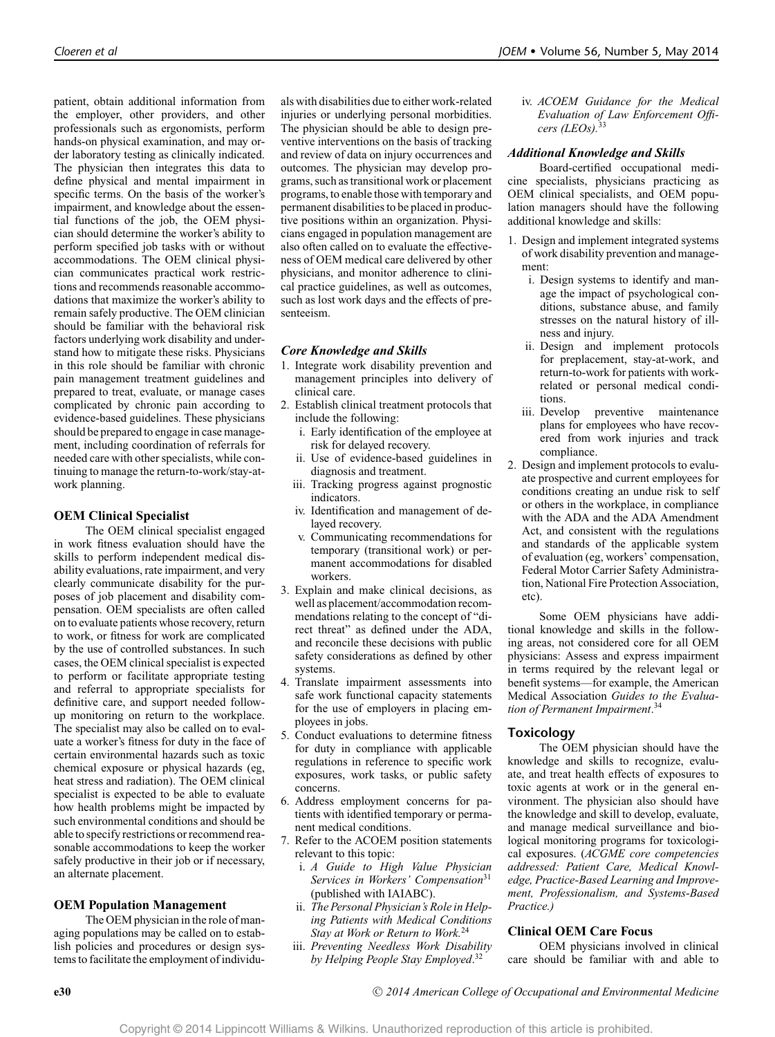patient, obtain additional information from the employer, other providers, and other professionals such as ergonomists, perform hands-on physical examination, and may order laboratory testing as clinically indicated. The physician then integrates this data to define physical and mental impairment in specific terms. On the basis of the worker's impairment, and knowledge about the essential functions of the job, the OEM physician should determine the worker's ability to perform specified job tasks with or without accommodations. The OEM clinical physician communicates practical work restrictions and recommends reasonable accommodations that maximize the worker's ability to remain safely productive. The OEM clinician should be familiar with the behavioral risk factors underlying work disability and understand how to mitigate these risks. Physicians in this role should be familiar with chronic pain management treatment guidelines and prepared to treat, evaluate, or manage cases complicated by chronic pain according to evidence-based guidelines. These physicians should be prepared to engage in case management, including coordination of referrals for needed care with other specialists, while continuing to manage the return-to-work/stay-at-work planning.

### OEM Clinical Specialist

The OEM clinical specialist engaged in work fitness evaluation should have the skills to perform independent medical disability evaluations, rate impairment, and very clearly communicate disability for the purposes of job placement and disability compensation. OEM specialists are often called on to evaluate patients whose recovery, return to work, or fitness for work are complicated by the use of controlled substances. In such cases, the OEM clinical specialist is expected to perform or facilitate appropriate testing and referral to appropriate specialists for definitive care, and support needed follow-up monitoring on return to the workplace. The specialist may also be called on to evaluate a worker's fitness for duty in the face of certain environmental hazards such as toxic chemical exposure or physical hazards (eg, heat stress and radiation). The OEM clinical specialist is expected to be able to evaluate how health problems might be impacted by such environmental conditions and should be able to specify restrictions or recommend reasonable accommodations to keep the worker safely productive in their job or if necessary, an alternate placement.

### OEM Population Management

The OEM physician in the role of managing populations may be called on to establish policies and procedures or design systems to facilitate the employment of individuals with disabilities due to either work-related injuries or underlying personal morbidities. The physician should be able to design preventive interventions on the basis of tracking and review of data on injury occurrences and outcomes. The physician may develop programs, such as transitional work or placement programs, to enable those with temporary and permanent disabilities to be placed in productive positions within an organization. Physicians engaged in population management are also often called on to evaluate the effectiveness of OEM medical care delivered by other physicians, and monitor adherence to clinical practice guidelines, as well as outcomes, such as lost work days and the effects of presenteeism.

#### *Core Knowledge and Skills*

1. Integrate work disability prevention and management principles into delivery of clinical care.
2. Establish clinical treatment protocols that include the following:
   - i. Early identification of the employee at risk for delayed recovery.
   - ii. Use of evidence-based guidelines in diagnosis and treatment.
   - iii. Tracking progress against prognostic indicators.
   - iv. Identification and management of delayed recovery.
   - v. Communicating recommendations for temporary (transitional work) or permanent accommodations for disabled workers.
3. Explain and make clinical decisions, as well as placement/accommodation recommendations relating to the concept of "direct threat" as defined under the ADA, and reconcile these decisions with public safety considerations as defined by other systems.
4. Translate impairment assessments into safe work functional capacity statements for the use of employers in placing employees in jobs.
5. Conduct evaluations to determine fitness for duty in compliance with applicable regulations in reference to specific work exposures, work tasks, or public safety concerns.
6. Address employment concerns for patients with identified temporary or permanent medical conditions.
7. Refer to the ACOEM position statements relevant to this topic:
   - i. *A Guide to High Value Physician Services in Workers' Compensation*[31] (published with IAIABC).
   - ii. *The Personal Physician's Role in Helping Patients with Medical Conditions Stay at Work or Return to Work.*[24]
   - iii. *Preventing Needless Work Disability by Helping People Stay Employed*.[32]
   - iv. *ACOEM Guidance for the Medical Evaluation of Law Enforcement Officers (LEOs).*[33]

#### *Additional Knowledge and Skills*

Board-certified occupational medicine specialists, physicians practicing as OEM clinical specialists, and OEM population managers should have the following additional knowledge and skills:

1. Design and implement integrated systems of work disability prevention and management:
   - i. Design systems to identify and manage the impact of psychological conditions, substance abuse, and family stresses on the natural history of illness and injury.
   - ii. Design and implement protocols for preplacement, stay-at-work, and return-to-work for patients with work-related or personal medical conditions.
   - iii. Develop preventive maintenance plans for employees who have recovered from work injuries and track compliance.
2. Design and implement protocols to evaluate prospective and current employees for conditions creating an undue risk to self or others in the workplace, in compliance with the ADA and the ADA Amendment Act, and consistent with the regulations and standards of the applicable system of evaluation (eg, workers' compensation, Federal Motor Carrier Safety Administration, National Fire Protection Association, etc).

Some OEM physicians have additional knowledge and skills in the following areas, not considered core for all OEM physicians: Assess and express impairment in terms required by the relevant legal or benefit systems—for example, the American Medical Association *Guides to the Evaluation of Permanent Impairment*.[34]

## Toxicology

The OEM physician should have the knowledge and skills to recognize, evaluate, and treat health effects of exposures to toxic agents at work or in the general environment. The physician also should have the knowledge and skill to develop, evaluate, and manage medical surveillance and biological monitoring programs for toxicological exposures. (*ACGME core competencies addressed: Patient Care, Medical Knowledge, Practice-Based Learning and Improvement, Professionalism, and Systems-Based Practice.)*

### Clinical OEM Care Focus

OEM physicians involved in clinical care should be familiar with and able to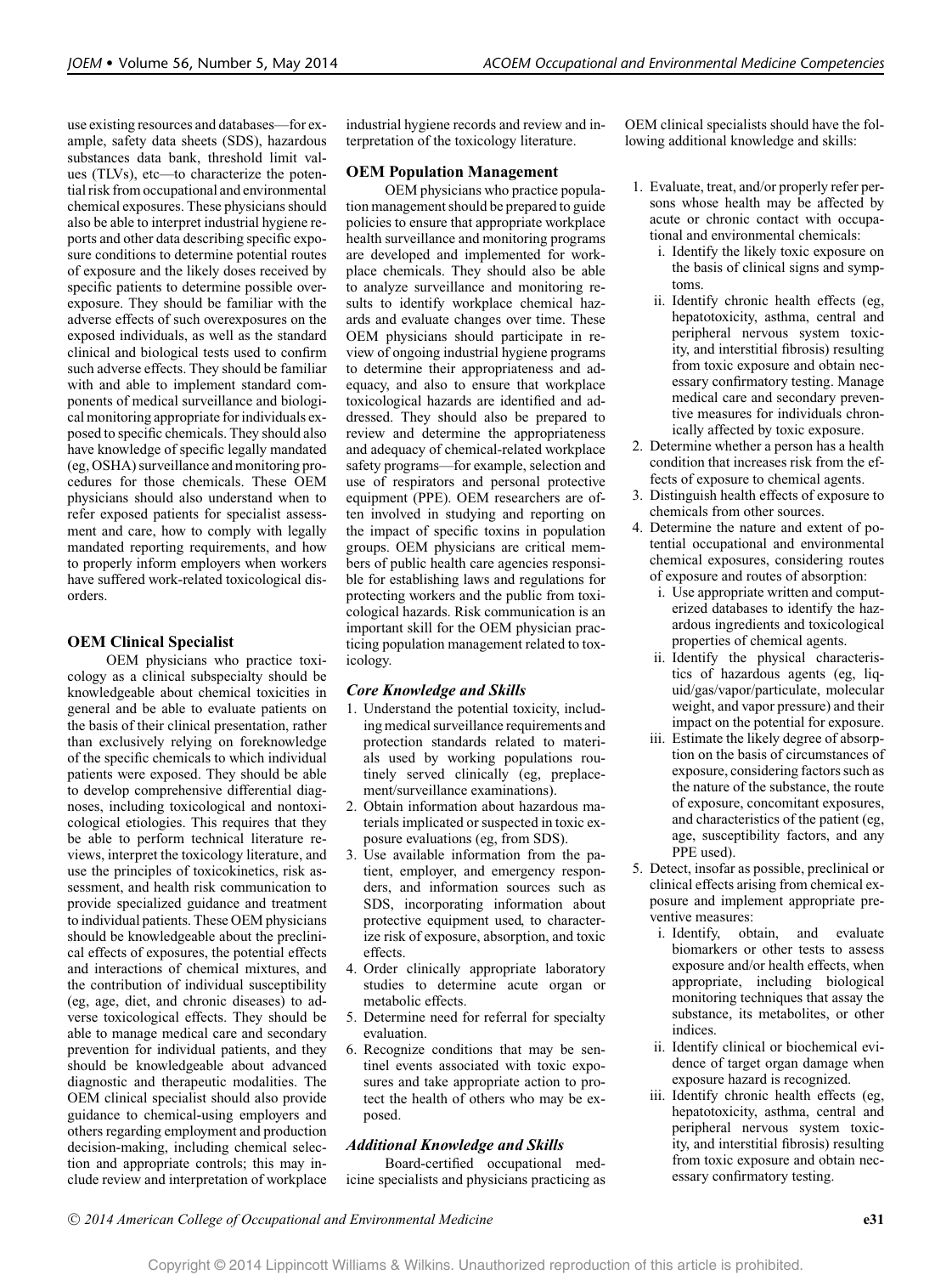use existing resources and databases—for example, safety data sheets (SDS), hazardous substances data bank, threshold limit values (TLVs), etc—to characterize the potential risk from occupational and environmental chemical exposures. These physicians should also be able to interpret industrial hygiene reports and other data describing specific exposure conditions to determine potential routes of exposure and the likely doses received by specific patients to determine possible overexposure. They should be familiar with the adverse effects of such overexposures on the exposed individuals, as well as the standard clinical and biological tests used to confirm such adverse effects. They should be familiar with and able to implement standard components of medical surveillance and biological monitoring appropriate for individuals exposed to specific chemicals. They should also have knowledge of specific legally mandated (eg, OSHA) surveillance and monitoring procedures for those chemicals. These OEM physicians should also understand when to refer exposed patients for specialist assessment and care, how to comply with legally mandated reporting requirements, and how to properly inform employers when workers have suffered work-related toxicological disorders.

### OEM Clinical Specialist

OEM physicians who practice toxicology as a clinical subspecialty should be knowledgeable about chemical toxicities in general and be able to evaluate patients on the basis of their clinical presentation, rather than exclusively relying on foreknowledge of the specific chemicals to which individual patients were exposed. They should be able to develop comprehensive differential diagnoses, including toxicological and nontoxicological etiologies. This requires that they be able to perform technical literature reviews, interpret the toxicology literature, and use the principles of toxicokinetics, risk assessment, and health risk communication to provide specialized guidance and treatment to individual patients. These OEM physicians should be knowledgeable about the preclinical effects of exposures, the potential effects and interactions of chemical mixtures, and the contribution of individual susceptibility (eg, age, diet, and chronic diseases) to adverse toxicological effects. They should be able to manage medical care and secondary prevention for individual patients, and they should be knowledgeable about advanced diagnostic and therapeutic modalities. The OEM clinical specialist should also provide guidance to chemical-using employers and others regarding employment and production decision-making, including chemical selection and appropriate controls; this may include review and interpretation of workplace industrial hygiene records and review and interpretation of the toxicology literature.

### OEM Population Management

OEM physicians who practice population management should be prepared to guide policies to ensure that appropriate workplace health surveillance and monitoring programs are developed and implemented for workplace chemicals. They should also be able to analyze surveillance and monitoring results to identify workplace chemical hazards and evaluate changes over time. These OEM physicians should participate in review of ongoing industrial hygiene programs to determine their appropriateness and adequacy, and also to ensure that workplace toxicological hazards are identified and addressed. They should also be prepared to review and determine the appropriateness and adequacy of chemical-related workplace safety programs—for example, selection and use of respirators and personal protective equipment (PPE). OEM researchers are often involved in studying and reporting on the impact of specific toxins in population groups. OEM physicians are critical members of public health care agencies responsible for establishing laws and regulations for protecting workers and the public from toxicological hazards. Risk communication is an important skill for the OEM physician practicing population management related to toxicology.

#### *Core Knowledge and Skills*

1. Understand the potential toxicity, including medical surveillance requirements and protection standards related to materials used by working populations routinely served clinically (eg, preplacement/surveillance examinations).
2. Obtain information about hazardous materials implicated or suspected in toxic exposure evaluations (eg, from SDS).
3. Use available information from the patient, employer, and emergency responders, and information sources such as SDS, incorporating information about protective equipment used, to characterize risk of exposure, absorption, and toxic effects.
4. Order clinically appropriate laboratory studies to determine acute organ or metabolic effects.
5. Determine need for referral for specialty evaluation.
6. Recognize conditions that may be sentinel events associated with toxic exposures and take appropriate action to protect the health of others who may be exposed.

#### *Additional Knowledge and Skills*

Board-certified occupational medicine specialists and physicians practicing as OEM clinical specialists should have the following additional knowledge and skills:

1. Evaluate, treat, and/or properly refer persons whose health may be affected by acute or chronic contact with occupational and environmental chemicals:
   i. Identify the likely toxic exposure on the basis of clinical signs and symptoms.
   ii. Identify chronic health effects (eg, hepatotoxicity, asthma, central and peripheral nervous system toxicity, and interstitial fibrosis) resulting from toxic exposure and obtain necessary confirmatory testing. Manage medical care and secondary preventive measures for individuals chronically affected by toxic exposure.
2. Determine whether a person has a health condition that increases risk from the effects of exposure to chemical agents.
3. Distinguish health effects of exposure to chemicals from other sources.
4. Determine the nature and extent of potential occupational and environmental chemical exposures, considering routes of exposure and routes of absorption:
   i. Use appropriate written and computerized databases to identify the hazardous ingredients and toxicological properties of chemical agents.
   ii. Identify the physical characteristics of hazardous agents (eg, liquid/gas/vapor/particulate, molecular weight, and vapor pressure) and their impact on the potential for exposure.
   iii. Estimate the likely degree of absorption on the basis of circumstances of exposure, considering factors such as the nature of the substance, the route of exposure, concomitant exposures, and characteristics of the patient (eg, age, susceptibility factors, and any PPE used).
5. Detect, insofar as possible, preclinical or clinical effects arising from chemical exposure and implement appropriate preventive measures:
   i. Identify, obtain, and evaluate biomarkers or other tests to assess exposure and/or health effects, when appropriate, including biological monitoring techniques that assay the substance, its metabolites, or other indices.
   ii. Identify clinical or biochemical evidence of target organ damage when exposure hazard is recognized.
   iii. Identify chronic health effects (eg, hepatotoxicity, asthma, central and peripheral nervous system toxicity, and interstitial fibrosis) resulting from toxic exposure and obtain necessary confirmatory testing.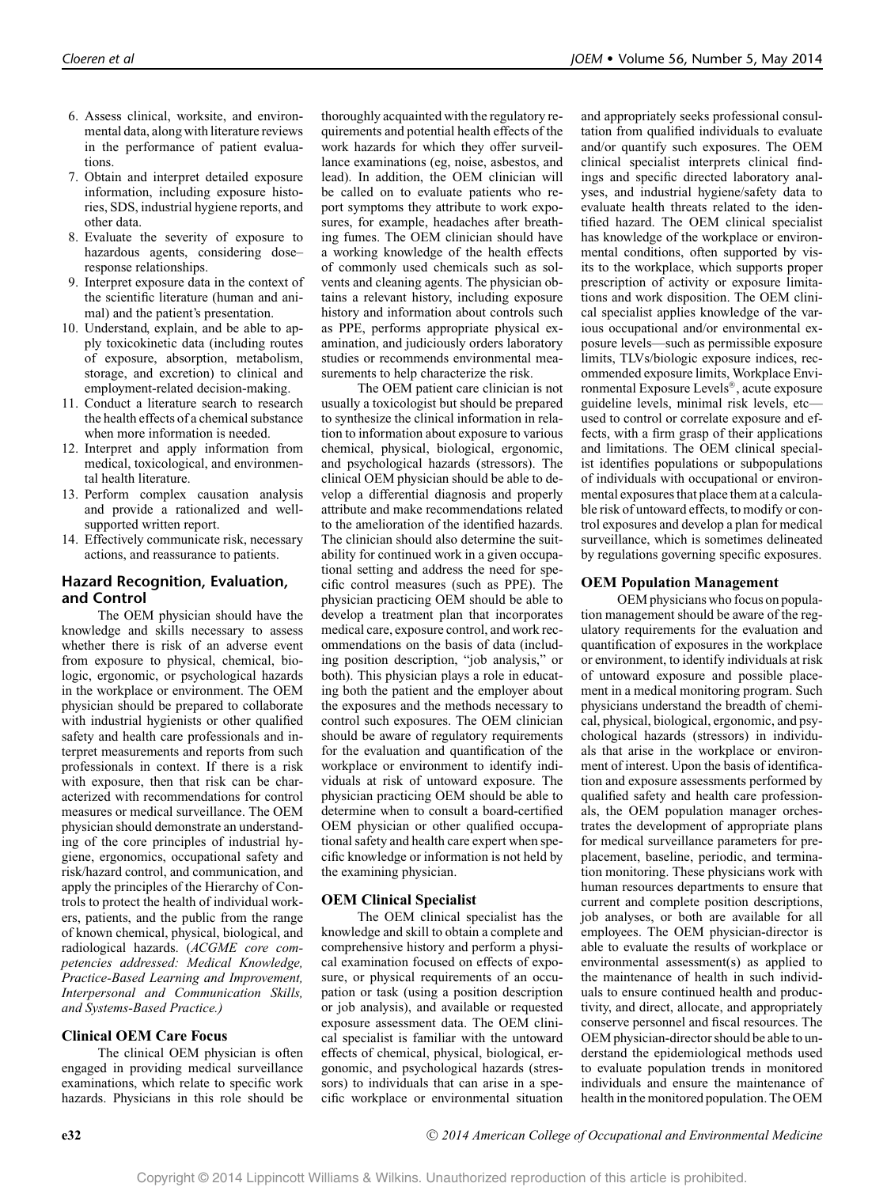6. Assess clinical, worksite, and environmental data, along with literature reviews in the performance of patient evaluations.
7. Obtain and interpret detailed exposure information, including exposure histories, SDS, industrial hygiene reports, and other data.
8. Evaluate the severity of exposure to hazardous agents, considering dose–response relationships.
9. Interpret exposure data in the context of the scientific literature (human and animal) and the patient's presentation.
10. Understand, explain, and be able to apply toxicokinetic data (including routes of exposure, absorption, metabolism, storage, and excretion) to clinical and employment-related decision-making.
11. Conduct a literature search to research the health effects of a chemical substance when more information is needed.
12. Interpret and apply information from medical, toxicological, and environmental health literature.
13. Perform complex causation analysis and provide a rationalized and well-supported written report.
14. Effectively communicate risk, necessary actions, and reassurance to patients.

## Hazard Recognition, Evaluation, and Control

The OEM physician should have the knowledge and skills necessary to assess whether there is risk of an adverse event from exposure to physical, chemical, biologic, ergonomic, or psychological hazards in the workplace or environment. The OEM physician should be prepared to collaborate with industrial hygienists or other qualified safety and health care professionals and interpret measurements and reports from such professionals in context. If there is a risk with exposure, then that risk can be characterized with recommendations for control measures or medical surveillance. The OEM physician should demonstrate an understanding of the core principles of industrial hygiene, ergonomics, occupational safety and risk/hazard control, and communication, and apply the principles of the Hierarchy of Controls to protect the health of individual workers, patients, and the public from the range of known chemical, physical, biological, and radiological hazards. *(ACGME core competencies addressed: Medical Knowledge, Practice-Based Learning and Improvement, Interpersonal and Communication Skills, and Systems-Based Practice.)*

### Clinical OEM Care Focus

The clinical OEM physician is often engaged in providing medical surveillance examinations, which relate to specific work hazards. Physicians in this role should be thoroughly acquainted with the regulatory requirements and potential health effects of the work hazards for which they offer surveillance examinations (eg, noise, asbestos, and lead). In addition, the OEM clinician will be called on to evaluate patients who report symptoms they attribute to work exposures, for example, headaches after breathing fumes. The OEM clinician should have a working knowledge of the health effects of commonly used chemicals such as solvents and cleaning agents. The physician obtains a relevant history, including exposure history and information about controls such as PPE, performs appropriate physical examination, and judiciously orders laboratory studies or recommends environmental measurements to help characterize the risk.

The OEM patient care clinician is not usually a toxicologist but should be prepared to synthesize the clinical information in relation to information about exposure to various chemical, physical, biological, ergonomic, and psychological hazards (stressors). The clinical OEM physician should be able to develop a differential diagnosis and properly attribute and make recommendations related to the amelioration of the identified hazards. The clinician should also determine the suitability for continued work in a given occupational setting and address the need for specific control measures (such as PPE). The physician practicing OEM should be able to develop a treatment plan that incorporates medical care, exposure control, and work recommendations on the basis of data (including position description, "job analysis," or both). This physician plays a role in educating both the patient and the employer about the exposures and the methods necessary to control such exposures. The OEM clinician should be aware of regulatory requirements for the evaluation and quantification of the workplace or environment to identify individuals at risk of untoward exposure. The physician practicing OEM should be able to determine when to consult a board-certified OEM physician or other qualified occupational safety and health care expert when specific knowledge or information is not held by the examining physician.

### OEM Clinical Specialist

The OEM clinical specialist has the knowledge and skill to obtain a complete and comprehensive history and perform a physical examination focused on effects of exposure, or physical requirements of an occupation or task (using a position description or job analysis), and available or requested exposure assessment data. The OEM clinical specialist is familiar with the untoward effects of chemical, physical, biological, ergonomic, and psychological hazards (stressors) to individuals that can arise in a specific workplace or environmental situation and appropriately seeks professional consultation from qualified individuals to evaluate and/or quantify such exposures. The OEM clinical specialist interprets clinical findings and specific directed laboratory analyses, and industrial hygiene/safety data to evaluate health threats related to the identified hazard. The OEM clinical specialist has knowledge of the workplace or environmental conditions, often supported by visits to the workplace, which supports proper prescription of activity or exposure limitations and work disposition. The OEM clinical specialist applies knowledge of the various occupational and/or environmental exposure levels—such as permissible exposure limits, TLVs/biologic exposure indices, recommended exposure limits, Workplace Environmental Exposure Levels®, acute exposure guideline levels, minimal risk levels, etc—used to control or correlate exposure and effects, with a firm grasp of their applications and limitations. The OEM clinical specialist identifies populations or subpopulations of individuals with occupational or environmental exposures that place them at a calculable risk of untoward effects, to modify or control exposures and develop a plan for medical surveillance, which is sometimes delineated by regulations governing specific exposures.

### OEM Population Management

OEM physicians who focus on population management should be aware of the regulatory requirements for the evaluation and quantification of exposures in the workplace or environment, to identify individuals at risk of untoward exposure and possible placement in a medical monitoring program. Such physicians understand the breadth of chemical, physical, biological, ergonomic, and psychological hazards (stressors) in individuals that arise in the workplace or environment of interest. Upon the basis of identification and exposure assessments performed by qualified safety and health care professionals, the OEM population manager orchestrates the development of appropriate plans for medical surveillance parameters for preplacement, baseline, periodic, and termination monitoring. These physicians work with human resources departments to ensure that current and complete position descriptions, job analyses, or both are available for all employees. The OEM physician-director is able to evaluate the results of workplace or environmental assessment(s) as applied to the maintenance of health in such individuals to ensure continued health and productivity, and direct, allocate, and appropriately conserve personnel and fiscal resources. The OEM physician-director should be able to understand the epidemiological methods used to evaluate population trends in monitored individuals and ensure the maintenance of health in the monitored population. The OEM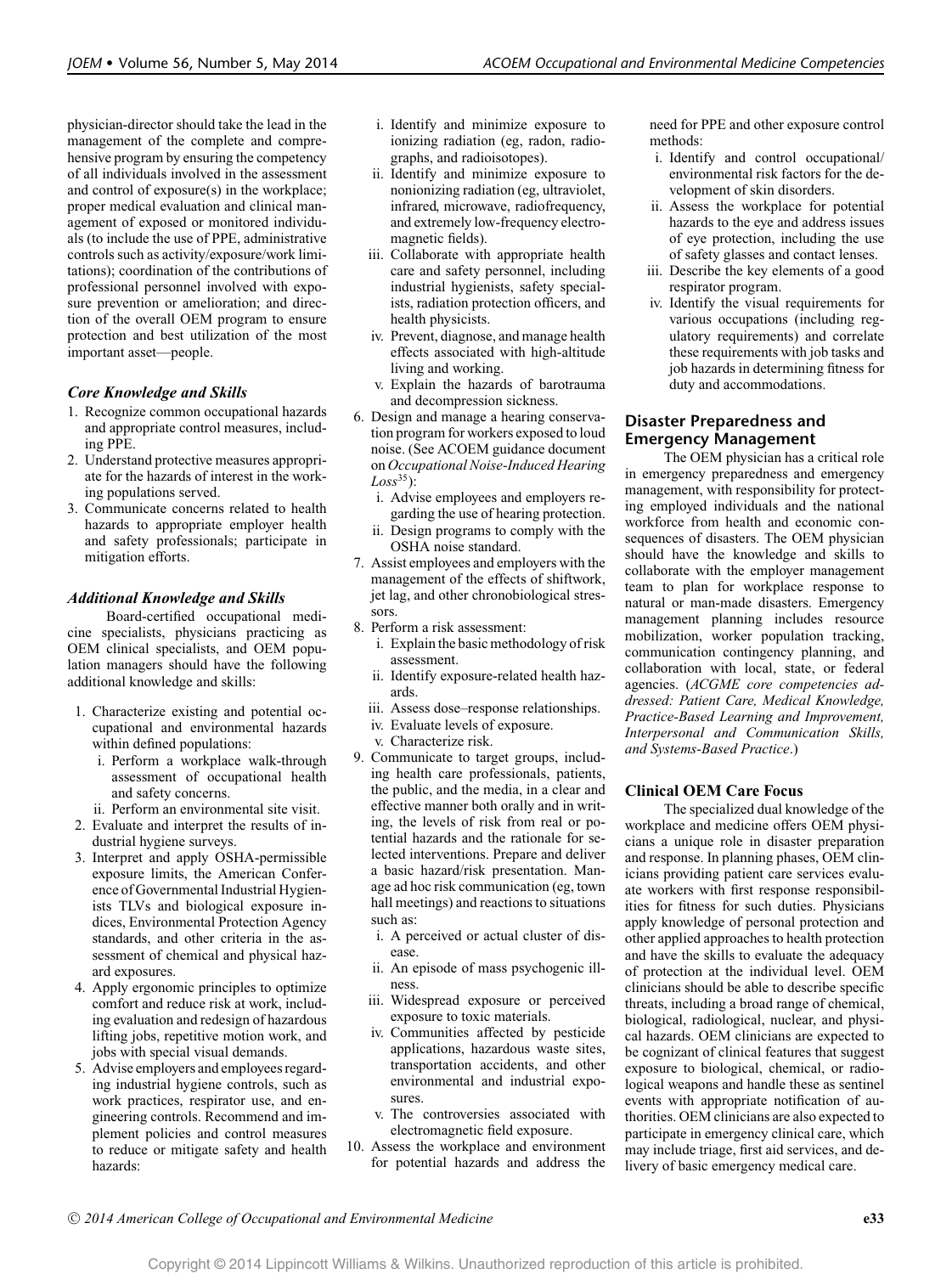physician-director should take the lead in the management of the complete and comprehensive program by ensuring the competency of all individuals involved in the assessment and control of exposure(s) in the workplace; proper medical evaluation and clinical management of exposed or monitored individuals (to include the use of PPE, administrative controls such as activity/exposure/work limitations); coordination of the contributions of professional personnel involved with exposure prevention or amelioration; and direction of the overall OEM program to ensure protection and best utilization of the most important asset—people.

### *Core Knowledge and Skills*

1. Recognize common occupational hazards and appropriate control measures, including PPE.
2. Understand protective measures appropriate for the hazards of interest in the working populations served.
3. Communicate concerns related to health hazards to appropriate employer health and safety professionals; participate in mitigation efforts.

### *Additional Knowledge and Skills*

Board-certified occupational medicine specialists, physicians practicing as OEM clinical specialists, and OEM population managers should have the following additional knowledge and skills:

1. Characterize existing and potential occupational and environmental hazards within defined populations:
   i. Perform a workplace walk-through assessment of occupational health and safety concerns.
   ii. Perform an environmental site visit.
2. Evaluate and interpret the results of industrial hygiene surveys.
3. Interpret and apply OSHA-permissible exposure limits, the American Conference of Governmental Industrial Hygienists TLVs and biological exposure indices, Environmental Protection Agency standards, and other criteria in the assessment of chemical and physical hazard exposures.
4. Apply ergonomic principles to optimize comfort and reduce risk at work, including evaluation and redesign of hazardous lifting jobs, repetitive motion work, and jobs with special visual demands.
5. Advise employers and employees regarding industrial hygiene controls, such as work practices, respirator use, and engineering controls. Recommend and implement policies and control measures to reduce or mitigate safety and health hazards:
   i. Identify and minimize exposure to ionizing radiation (eg, radon, radiographs, and radioisotopes).
   ii. Identify and minimize exposure to nonionizing radiation (eg, ultraviolet, infrared, microwave, radiofrequency, and extremely low-frequency electromagnetic fields).
   iii. Collaborate with appropriate health care and safety personnel, including industrial hygienists, safety specialists, radiation protection officers, and health physicists.
   iv. Prevent, diagnose, and manage health effects associated with high-altitude living and working.
   v. Explain the hazards of barotrauma and decompression sickness.
6. Design and manage a hearing conservation program for workers exposed to loud noise. (See ACOEM guidance document on *Occupational Noise-Induced Hearing Loss*[35]):
   i. Advise employees and employers regarding the use of hearing protection.
   ii. Design programs to comply with the OSHA noise standard.
7. Assist employees and employers with the management of the effects of shiftwork, jet lag, and other chronobiological stressors.
8. Perform a risk assessment:
   i. Explain the basic methodology of risk assessment.
   ii. Identify exposure-related health hazards.
   iii. Assess dose–response relationships.
   iv. Evaluate levels of exposure.
   v. Characterize risk.
9. Communicate to target groups, including health care professionals, patients, the public, and the media, in a clear and effective manner both orally and in writing, the levels of risk from real or potential hazards and the rationale for selected interventions. Prepare and deliver a basic hazard/risk presentation. Manage ad hoc risk communication (eg, town hall meetings) and reactions to situations such as:
   i. A perceived or actual cluster of disease.
   ii. An episode of mass psychogenic illness.
   iii. Widespread exposure or perceived exposure to toxic materials.
   iv. Communities affected by pesticide applications, hazardous waste sites, transportation accidents, and other environmental and industrial exposures.
   v. The controversies associated with electromagnetic field exposure.
10. Assess the workplace and environment for potential hazards and address the need for PPE and other exposure control methods:
    i. Identify and control occupational/environmental risk factors for the development of skin disorders.
    ii. Assess the workplace for potential hazards to the eye and address issues of eye protection, including the use of safety glasses and contact lenses.
    iii. Describe the key elements of a good respirator program.
    iv. Identify the visual requirements for various occupations (including regulatory requirements) and correlate these requirements with job tasks and job hazards in determining fitness for duty and accommodations.

## Disaster Preparedness and Emergency Management

The OEM physician has a critical role in emergency preparedness and emergency management, with responsibility for protecting employed individuals and the national workforce from health and economic consequences of disasters. The OEM physician should have the knowledge and skills to collaborate with the employer management team to plan for workplace response to natural or man-made disasters. Emergency management planning includes resource mobilization, worker population tracking, communication contingency planning, and collaboration with local, state, or federal agencies. (*ACGME core competencies addressed: Patient Care, Medical Knowledge, Practice-Based Learning and Improvement, Interpersonal and Communication Skills, and Systems-Based Practice*.)

### Clinical OEM Care Focus

The specialized dual knowledge of the workplace and medicine offers OEM physicians a unique role in disaster preparation and response. In planning phases, OEM clinicians providing patient care services evaluate workers with first response responsibilities for fitness for such duties. Physicians apply knowledge of personal protection and other applied approaches to health protection and have the skills to evaluate the adequacy of protection at the individual level. OEM clinicians should be able to describe specific threats, including a broad range of chemical, biological, radiological, nuclear, and physical hazards. OEM clinicians are expected to be cognizant of clinical features that suggest exposure to biological, chemical, or radiological weapons and handle these as sentinel events with appropriate notification of authorities. OEM clinicians are also expected to participate in emergency clinical care, which may include triage, first aid services, and delivery of basic emergency medical care.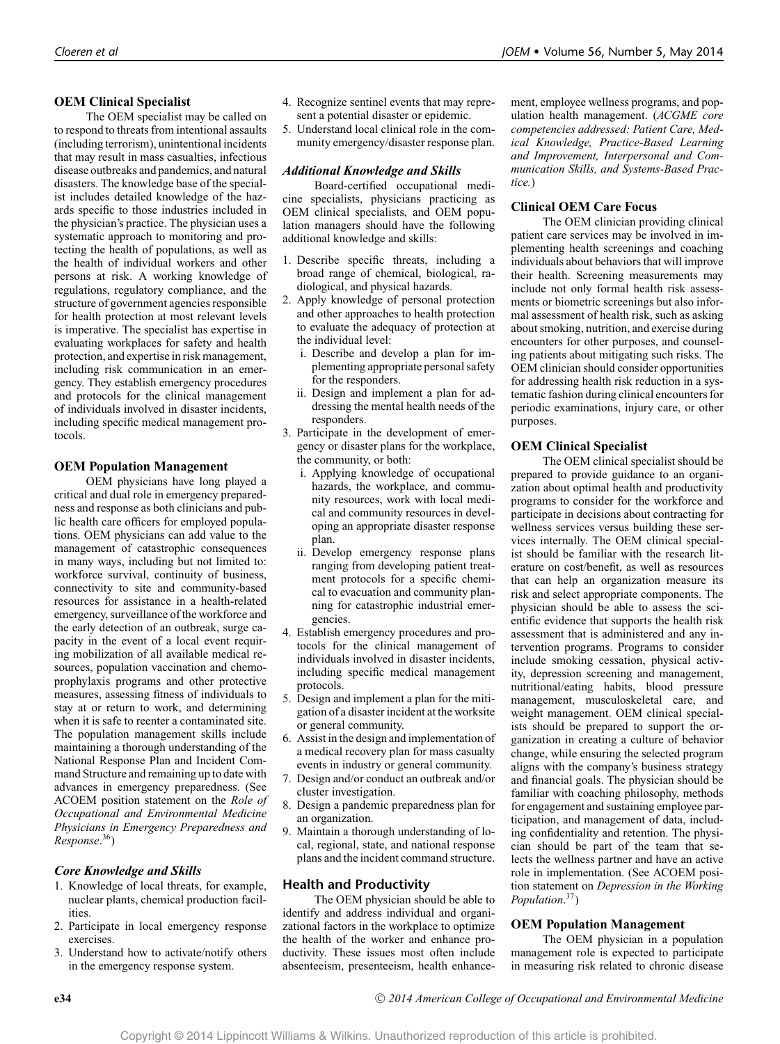### OEM Clinical Specialist

The OEM specialist may be called on to respond to threats from intentional assaults (including terrorism), unintentional incidents that may result in mass casualties, infectious disease outbreaks and pandemics, and natural disasters. The knowledge base of the specialist includes detailed knowledge of the hazards specific to those industries included in the physician's practice. The physician uses a systematic approach to monitoring and protecting the health of populations, as well as the health of individual workers and other persons at risk. A working knowledge of regulations, regulatory compliance, and the structure of government agencies responsible for health protection at most relevant levels is imperative. The specialist has expertise in evaluating workplaces for safety and health protection, and expertise in risk management, including risk communication in an emergency. They establish emergency procedures and protocols for the clinical management of individuals involved in disaster incidents, including specific medical management protocols.

### OEM Population Management

OEM physicians have long played a critical and dual role in emergency preparedness and response as both clinicians and public health care officers for employed populations. OEM physicians can add value to the management of catastrophic consequences in many ways, including but not limited to: workforce survival, continuity of business, connectivity to site and community-based resources for assistance in a health-related emergency, surveillance of the workforce and the early detection of an outbreak, surge capacity in the event of a local event requiring mobilization of all available medical resources, population vaccination and chemoprophylaxis programs and other protective measures, assessing fitness of individuals to stay at or return to work, and determining when it is safe to reenter a contaminated site. The population management skills include maintaining a thorough understanding of the National Response Plan and Incident Command Structure and remaining up to date with advances in emergency preparedness. (See ACOEM position statement on the *Role of Occupational and Environmental Medicine Physicians in Emergency Preparedness and Response*.[36])

### *Core Knowledge and Skills*

1. Knowledge of local threats, for example, nuclear plants, chemical production facilities.
2. Participate in local emergency response exercises.
3. Understand how to activate/notify others in the emergency response system.
4. Recognize sentinel events that may represent a potential disaster or epidemic.
5. Understand local clinical role in the community emergency/disaster response plan.

### *Additional Knowledge and Skills*

Board-certified occupational medicine specialists, physicians practicing as OEM clinical specialists, and OEM population managers should have the following additional knowledge and skills:

1. Describe specific threats, including a broad range of chemical, biological, radiological, and physical hazards.
2. Apply knowledge of personal protection and other approaches to health protection to evaluate the adequacy of protection at the individual level:
   i. Describe and develop a plan for implementing appropriate personal safety for the responders.
   ii. Design and implement a plan for addressing the mental health needs of the responders.
3. Participate in the development of emergency or disaster plans for the workplace, the community, or both:
   i. Applying knowledge of occupational hazards, the workplace, and community resources, work with local medical and community resources in developing an appropriate disaster response plan.
   ii. Develop emergency response plans ranging from developing patient treatment protocols for a specific chemical to evacuation and community planning for catastrophic industrial emergencies.
4. Establish emergency procedures and protocols for the clinical management of individuals involved in disaster incidents, including specific medical management protocols.
5. Design and implement a plan for the mitigation of a disaster incident at the worksite or general community.
6. Assist in the design and implementation of a medical recovery plan for mass casualty events in industry or general community.
7. Design and/or conduct an outbreak and/or cluster investigation.
8. Design a pandemic preparedness plan for an organization.
9. Maintain a thorough understanding of local, regional, state, and national response plans and the incident command structure.

## Health and Productivity

The OEM physician should be able to identify and address individual and organizational factors in the workplace to optimize the health of the worker and enhance productivity. These issues most often include absenteeism, presenteeism, health enhancement, employee wellness programs, and population health management. (*ACGME core competencies addressed: Patient Care, Medical Knowledge, Practice-Based Learning and Improvement, Interpersonal and Communication Skills, and Systems-Based Practice.*)

### Clinical OEM Care Focus

The OEM clinician providing clinical patient care services may be involved in implementing health screenings and coaching individuals about behaviors that will improve their health. Screening measurements may include not only formal health risk assessments or biometric screenings but also informal assessment of health risk, such as asking about smoking, nutrition, and exercise during encounters for other purposes, and counseling patients about mitigating such risks. The OEM clinician should consider opportunities for addressing health risk reduction in a systematic fashion during clinical encounters for periodic examinations, injury care, or other purposes.

### OEM Clinical Specialist

The OEM clinical specialist should be prepared to provide guidance to an organization about optimal health and productivity programs to consider for the workforce and participate in decisions about contracting for wellness services versus building these services internally. The OEM clinical specialist should be familiar with the research literature on cost/benefit, as well as resources that can help an organization measure its risk and select appropriate components. The physician should be able to assess the scientific evidence that supports the health risk assessment that is administered and any intervention programs. Programs to consider include smoking cessation, physical activity, depression screening and management, nutritional/eating habits, blood pressure management, musculoskeletal care, and weight management. OEM clinical specialists should be prepared to support the organization in creating a culture of behavior change, while ensuring the selected program aligns with the company's business strategy and financial goals. The physician should be familiar with coaching philosophy, methods for engagement and sustaining employee participation, and management of data, including confidentiality and retention. The physician should be part of the team that selects the wellness partner and have an active role in implementation. (See ACOEM position statement on *Depression in the Working Population*.[37])

### OEM Population Management

The OEM physician in a population management role is expected to participate in measuring risk related to chronic disease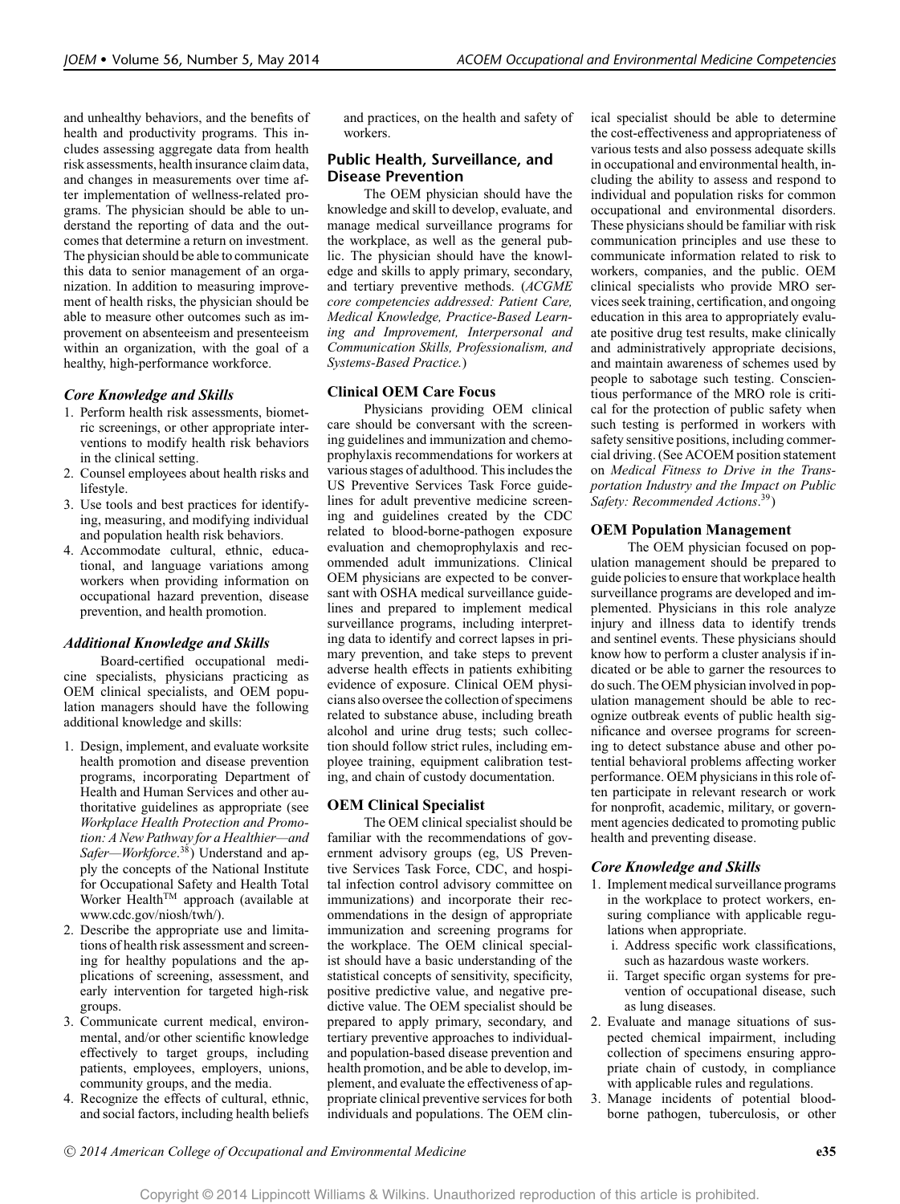and unhealthy behaviors, and the benefits of health and productivity programs. This includes assessing aggregate data from health risk assessments, health insurance claim data, and changes in measurements over time after implementation of wellness-related programs. The physician should be able to understand the reporting of data and the outcomes that determine a return on investment. The physician should be able to communicate this data to senior management of an organization. In addition to measuring improvement of health risks, the physician should be able to measure other outcomes such as improvement on absenteeism and presenteeism within an organization, with the goal of a healthy, high-performance workforce.

#### Core Knowledge and Skills

1. Perform health risk assessments, biometric screenings, or other appropriate interventions to modify health risk behaviors in the clinical setting.
2. Counsel employees about health risks and lifestyle.
3. Use tools and best practices for identifying, measuring, and modifying individual and population health risk behaviors.
4. Accommodate cultural, ethnic, educational, and language variations among workers when providing information on occupational hazard prevention, disease prevention, and health promotion.

#### Additional Knowledge and Skills

Board-certified occupational medicine specialists, physicians practicing as OEM clinical specialists, and OEM population managers should have the following additional knowledge and skills:

1. Design, implement, and evaluate worksite health promotion and disease prevention programs, incorporating Department of Health and Human Services and other authoritative guidelines as appropriate (see *Workplace Health Protection and Promotion: A New Pathway for a Healthier—and Safer—Workforce*.[38]) Understand and apply the concepts of the National Institute for Occupational Safety and Health Total Worker Health™ approach (available at www.cdc.gov/niosh/twh/).
2. Describe the appropriate use and limitations of health risk assessment and screening for healthy populations and the applications of screening, assessment, and early intervention for targeted high-risk groups.
3. Communicate current medical, environmental, and/or other scientific knowledge effectively to target groups, including patients, employees, employers, unions, community groups, and the media.
4. Recognize the effects of cultural, ethnic, and social factors, including health beliefs and practices, on the health and safety of workers.

## Public Health, Surveillance, and Disease Prevention

The OEM physician should have the knowledge and skill to develop, evaluate, and manage medical surveillance programs for the workplace, as well as the general public. The physician should have the knowledge and skills to apply primary, secondary, and tertiary preventive methods. (*ACGME core competencies addressed: Patient Care, Medical Knowledge, Practice-Based Learning and Improvement, Interpersonal and Communication Skills, Professionalism, and Systems-Based Practice.*)

### Clinical OEM Care Focus

Physicians providing OEM clinical care should be conversant with the screening guidelines and immunization and chemoprophylaxis recommendations for workers at various stages of adulthood. This includes the US Preventive Services Task Force guidelines for adult preventive medicine screening and guidelines created by the CDC related to blood-borne-pathogen exposure evaluation and chemoprophylaxis and recommended adult immunizations. Clinical OEM physicians are expected to be conversant with OSHA medical surveillance guidelines and prepared to implement medical surveillance programs, including interpreting data to identify and correct lapses in primary prevention, and take steps to prevent adverse health effects in patients exhibiting evidence of exposure. Clinical OEM physicians also oversee the collection of specimens related to substance abuse, including breath alcohol and urine drug tests; such collection should follow strict rules, including employee training, equipment calibration testing, and chain of custody documentation.

### OEM Clinical Specialist

The OEM clinical specialist should be familiar with the recommendations of government advisory groups (eg, US Preventive Services Task Force, CDC, and hospital infection control advisory committee on immunizations) and incorporate their recommendations in the design of appropriate immunization and screening programs for the workplace. The OEM clinical specialist should have a basic understanding of the statistical concepts of sensitivity, specificity, positive predictive value, and negative predictive value. The OEM specialist should be prepared to apply primary, secondary, and tertiary preventive approaches to individual- and population-based disease prevention and health promotion, and be able to develop, implement, and evaluate the effectiveness of appropriate clinical preventive services for both individuals and populations. The OEM clinical specialist should be able to determine the cost-effectiveness and appropriateness of various tests and also possess adequate skills in occupational and environmental health, including the ability to assess and respond to individual and population risks for common occupational and environmental disorders. These physicians should be familiar with risk communication principles and use these to communicate information related to risk to workers, companies, and the public. OEM clinical specialists who provide MRO services seek training, certification, and ongoing education in this area to appropriately evaluate positive drug test results, make clinically and administratively appropriate decisions, and maintain awareness of schemes used by people to sabotage such testing. Conscientious performance of the MRO role is critical for the protection of public safety when such testing is performed in workers with safety sensitive positions, including commercial driving. (See ACOEM position statement on *Medical Fitness to Drive in the Transportation Industry and the Impact on Public Safety: Recommended Actions*.[39])

### OEM Population Management

The OEM physician focused on population management should be prepared to guide policies to ensure that workplace health surveillance programs are developed and implemented. Physicians in this role analyze injury and illness data to identify trends and sentinel events. These physicians should know how to perform a cluster analysis if indicated or be able to garner the resources to do such. The OEM physician involved in population management should be able to recognize outbreak events of public health significance and oversee programs for screening to detect substance abuse and other potential behavioral problems affecting worker performance. OEM physicians in this role often participate in relevant research or work for nonprofit, academic, military, or government agencies dedicated to promoting public health and preventing disease.

#### Core Knowledge and Skills

1. Implement medical surveillance programs in the workplace to protect workers, ensuring compliance with applicable regulations when appropriate.
   i. Address specific work classifications, such as hazardous waste workers.
   ii. Target specific organ systems for prevention of occupational disease, such as lung diseases.
2. Evaluate and manage situations of suspected chemical impairment, including collection of specimens ensuring appropriate chain of custody, in compliance with applicable rules and regulations.
3. Manage incidents of potential blood-borne pathogen, tuberculosis, or other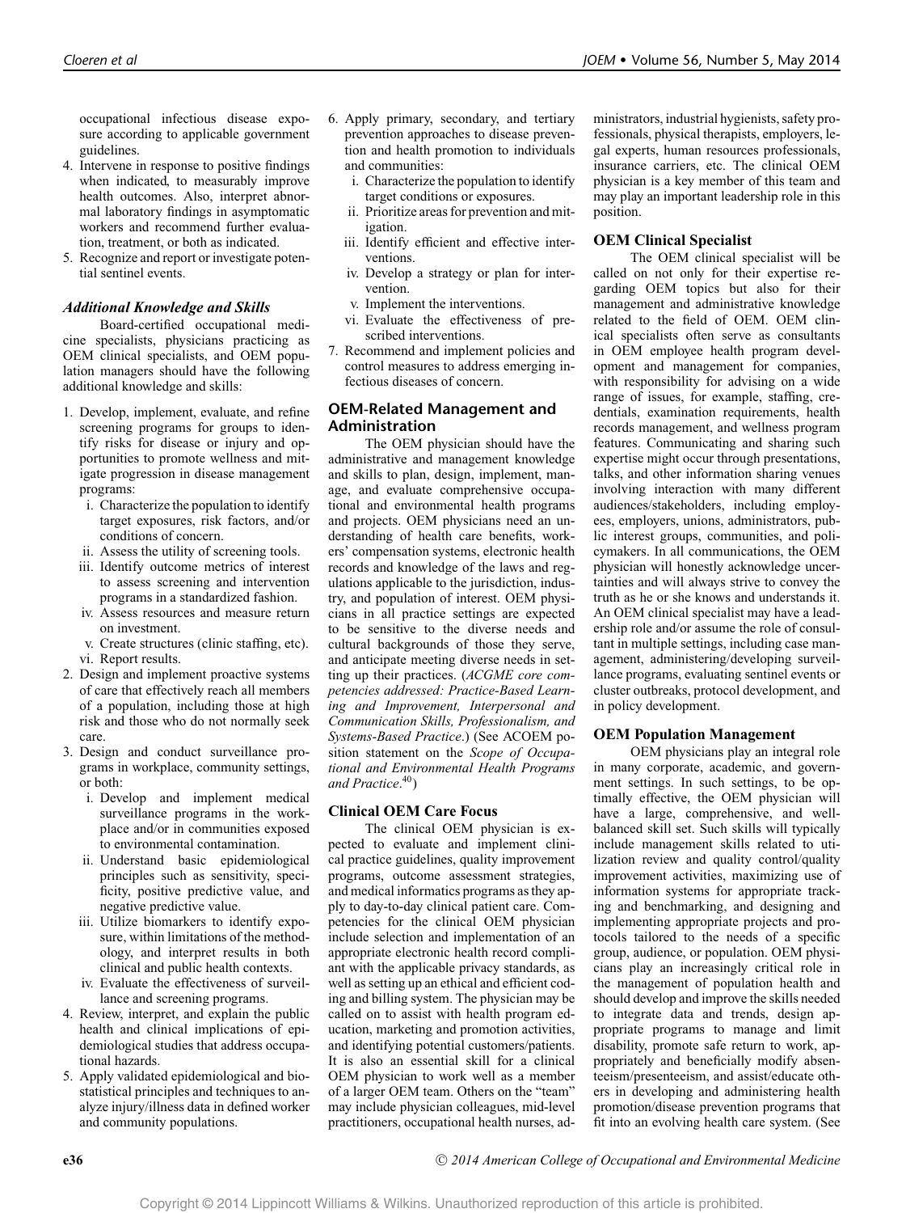occupational infectious disease exposure according to applicable government guidelines.

4. Intervene in response to positive findings when indicated, to measurably improve health outcomes. Also, interpret abnormal laboratory findings in asymptomatic workers and recommend further evaluation, treatment, or both as indicated.
5. Recognize and report or investigate potential sentinel events.

### *Additional Knowledge and Skills*

Board-certified occupational medicine specialists, physicians practicing as OEM clinical specialists, and OEM population managers should have the following additional knowledge and skills:

1. Develop, implement, evaluate, and refine screening programs for groups to identify risks for disease or injury and opportunities to promote wellness and mitigate progression in disease management programs:
   - i. Characterize the population to identify target exposures, risk factors, and/or conditions of concern.
   - ii. Assess the utility of screening tools.
   - iii. Identify outcome metrics of interest to assess screening and intervention programs in a standardized fashion.
   - iv. Assess resources and measure return on investment.
   - v. Create structures (clinic staffing, etc).
   - vi. Report results.
2. Design and implement proactive systems of care that effectively reach all members of a population, including those at high risk and those who do not normally seek care.
3. Design and conduct surveillance programs in workplace, community settings, or both:
   - i. Develop and implement medical surveillance programs in the workplace and/or in communities exposed to environmental contamination.
   - ii. Understand basic epidemiological principles such as sensitivity, specificity, positive predictive value, and negative predictive value.
   - iii. Utilize biomarkers to identify exposure, within limitations of the methodology, and interpret results in both clinical and public health contexts.
   - iv. Evaluate the effectiveness of surveillance and screening programs.
4. Review, interpret, and explain the public health and clinical implications of epidemiological studies that address occupational hazards.
5. Apply validated epidemiological and biostatistical principles and techniques to analyze injury/illness data in defined worker and community populations.
6. Apply primary, secondary, and tertiary prevention approaches to disease prevention and health promotion to individuals and communities:
   - i. Characterize the population to identify target conditions or exposures.
   - ii. Prioritize areas for prevention and mitigation.
   - iii. Identify efficient and effective interventions.
   - iv. Develop a strategy or plan for intervention.
   - v. Implement the interventions.
   - vi. Evaluate the effectiveness of prescribed interventions.
7. Recommend and implement policies and control measures to address emerging infectious diseases of concern.

## OEM-Related Management and Administration

The OEM physician should have the administrative and management knowledge and skills to plan, design, implement, manage, and evaluate comprehensive occupational and environmental health programs and projects. OEM physicians need an understanding of health care benefits, workers' compensation systems, electronic health records and knowledge of the laws and regulations applicable to the jurisdiction, industry, and population of interest. OEM physicians in all practice settings are expected to be sensitive to the diverse needs and cultural backgrounds of those they serve, and anticipate meeting diverse needs in setting up their practices. (*ACGME core competencies addressed: Practice-Based Learning and Improvement, Interpersonal and Communication Skills, Professionalism, and Systems-Based Practice*.) (See ACOEM position statement on the *Scope of Occupational and Environmental Health Programs and Practice*.[40])

### Clinical OEM Care Focus

The clinical OEM physician is expected to evaluate and implement clinical practice guidelines, quality improvement programs, outcome assessment strategies, and medical informatics programs as they apply to day-to-day clinical patient care. Competencies for the clinical OEM physician include selection and implementation of an appropriate electronic health record compliant with the applicable privacy standards, as well as setting up an ethical and efficient coding and billing system. The physician may be called on to assist with health program education, marketing and promotion activities, and identifying potential customers/patients. It is also an essential skill for a clinical OEM physician to work well as a member of a larger OEM team. Others on the "team" may include physician colleagues, mid-level practitioners, occupational health nurses, administrators, industrial hygienists, safety professionals, physical therapists, employers, legal experts, human resources professionals, insurance carriers, etc. The clinical OEM physician is a key member of this team and may play an important leadership role in this position.

### OEM Clinical Specialist

The OEM clinical specialist will be called on not only for their expertise regarding OEM topics but also for their management and administrative knowledge related to the field of OEM. OEM clinical specialists often serve as consultants in OEM employee health program development and management for companies, with responsibility for advising on a wide range of issues, for example, staffing, credentials, examination requirements, health records management, and wellness program features. Communicating and sharing such expertise might occur through presentations, talks, and other information sharing venues involving interaction with many different audiences/stakeholders, including employees, employers, unions, administrators, public interest groups, communities, and policymakers. In all communications, the OEM physician will honestly acknowledge uncertainties and will always strive to convey the truth as he or she knows and understands it. An OEM clinical specialist may have a leadership role and/or assume the role of consultant in multiple settings, including case management, administering/developing surveillance programs, evaluating sentinel events or cluster outbreaks, protocol development, and in policy development.

### OEM Population Management

OEM physicians play an integral role in many corporate, academic, and government settings. In such settings, to be optimally effective, the OEM physician will have a large, comprehensive, and well-balanced skill set. Such skills will typically include management skills related to utilization review and quality control/quality improvement activities, maximizing use of information systems for appropriate tracking and benchmarking, and designing and implementing appropriate projects and protocols tailored to the needs of a specific group, audience, or population. OEM physicians play an increasingly critical role in the management of population health and should develop and improve the skills needed to integrate data and trends, design appropriate programs to manage and limit disability, promote safe return to work, appropriately and beneficially modify absenteeism/presenteeism, and assist/educate others in developing and administering health promotion/disease prevention programs that fit into an evolving health care system. (See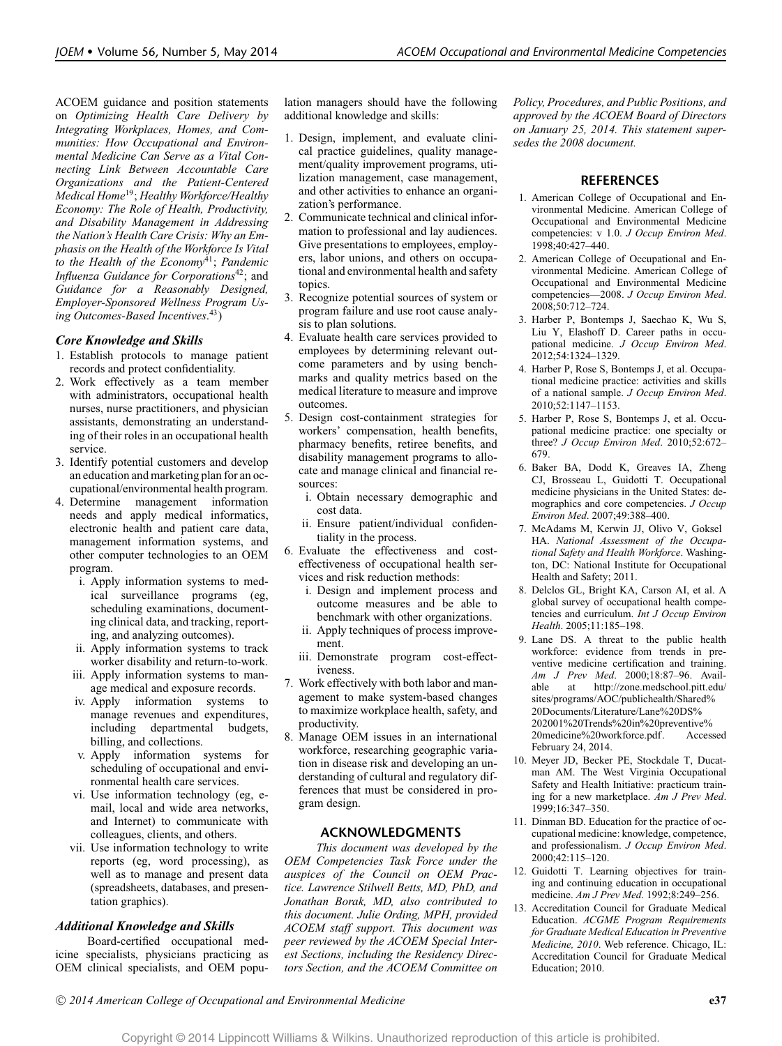ACOEM guidance and position statements on *Optimizing Health Care Delivery by Integrating Workplaces, Homes, and Communities: How Occupational and Environmental Medicine Can Serve as a Vital Connecting Link Between Accountable Care Organizations and the Patient-Centered Medical Home*[19]; *Healthy Workforce/Healthy Economy: The Role of Health, Productivity, and Disability Management in Addressing the Nation's Health Care Crisis: Why an Emphasis on the Health of the Workforce Is Vital to the Health of the Economy*[41]; *Pandemic Influenza Guidance for Corporations*[42]; and *Guidance for a Reasonably Designed, Employer-Sponsored Wellness Program Using Outcomes-Based Incentives*.[43])

### Core Knowledge and Skills

1. Establish protocols to manage patient records and protect confidentiality.
2. Work effectively as a team member with administrators, occupational health nurses, nurse practitioners, and physician assistants, demonstrating an understanding of their roles in an occupational health service.
3. Identify potential customers and develop an education and marketing plan for an occupational/environmental health program.
4. Determine management information needs and apply medical informatics, electronic health and patient care data, management information systems, and other computer technologies to an OEM program.
   - i. Apply information systems to medical surveillance programs (eg, scheduling examinations, documenting clinical data, and tracking, reporting, and analyzing outcomes).
   - ii. Apply information systems to track worker disability and return-to-work.
   - iii. Apply information systems to manage medical and exposure records.
   - iv. Apply information systems to manage revenues and expenditures, including departmental budgets, billing, and collections.
   - v. Apply information systems for scheduling of occupational and environmental health care services.
   - vi. Use information technology (eg, e-mail, local and wide area networks, and Internet) to communicate with colleagues, clients, and others.
   - vii. Use information technology to write reports (eg, word processing), as well as to manage and present data (spreadsheets, databases, and presentation graphics).

### Additional Knowledge and Skills

Board-certified occupational medicine specialists, physicians practicing as OEM clinical specialists, and OEM population managers should have the following additional knowledge and skills:

1. Design, implement, and evaluate clinical practice guidelines, quality management/quality improvement programs, utilization management, case management, and other activities to enhance an organization's performance.
2. Communicate technical and clinical information to professional and lay audiences. Give presentations to employees, employers, labor unions, and others on occupational and environmental health and safety topics.
3. Recognize potential sources of system or program failure and use root cause analysis to plan solutions.
4. Evaluate health care services provided to employees by determining relevant outcome parameters and by using benchmarks and quality metrics based on the medical literature to measure and improve outcomes.
5. Design cost-containment strategies for workers' compensation, health benefits, pharmacy benefits, retiree benefits, and disability management programs to allocate and manage clinical and financial resources:
   - i. Obtain necessary demographic and cost data.
   - ii. Ensure patient/individual confidentiality in the process.
6. Evaluate the effectiveness and cost-effectiveness of occupational health services and risk reduction methods:
   - i. Design and implement process and outcome measures and be able to benchmark with other organizations.
   - ii. Apply techniques of process improvement.
   - iii. Demonstrate program cost-effectiveness.
7. Work effectively with both labor and management to make system-based changes to maximize workplace health, safety, and productivity.
8. Manage OEM issues in an international workforce, researching geographic variation in disease risk and developing an understanding of cultural and regulatory differences that must be considered in program design.

## ACKNOWLEDGMENTS

*This document was developed by the OEM Competencies Task Force under the auspices of the Council on OEM Practice. Lawrence Stilwell Betts, MD, PhD, and Jonathan Borak, MD, also contributed to this document. Julie Ording, MPH, provided ACOEM staff support. This document was peer reviewed by the ACOEM Special Interest Sections, including the Residency Directors Section, and the ACOEM Committee on Policy, Procedures, and Public Positions, and approved by the ACOEM Board of Directors on January 25, 2014. This statement supersedes the 2008 document.*

## REFERENCES

1. American College of Occupational and Environmental Medicine. American College of Occupational and Environmental Medicine competencies: v 1.0. *J Occup Environ Med*. 1998;40:427–440.
2. American College of Occupational and Environmental Medicine. American College of Occupational and Environmental Medicine competencies—2008. *J Occup Environ Med*. 2008;50:712–724.
3. Harber P, Bontemps J, Saechao K, Wu S, Liu Y, Elashoff D. Career paths in occupational medicine. *J Occup Environ Med*. 2012;54:1324–1329.
4. Harber P, Rose S, Bontemps J, et al. Occupational medicine practice: activities and skills of a national sample. *J Occup Environ Med*. 2010;52:1147–1153.
5. Harber P, Rose S, Bontemps J, et al. Occupational medicine practice: one specialty or three? *J Occup Environ Med*. 2010;52:672–679.
6. Baker BA, Dodd K, Greaves IA, Zheng CJ, Brosseau L, Guidotti T. Occupational medicine physicians in the United States: demographics and core competencies. *J Occup Environ Med*. 2007;49:388–400.
7. McAdams M, Kerwin JJ, Olivo V, Goksel HA. *National Assessment of the Occupational Safety and Health Workforce*. Washington, DC: National Institute for Occupational Health and Safety; 2011.
8. Delclos GL, Bright KA, Carson AI, et al. A global survey of occupational health competencies and curriculum. *Int J Occup Environ Health*. 2005;11:185–198.
9. Lane DS. A threat to the public health workforce: evidence from trends in preventive medicine certification and training. *Am J Prev Med*. 2000;18:87–96. Available at http://zone.medschool.pitt.edu/sites/programs/AOC/publichealth/Shared%20Documents/Literature/Lane%20DS%202001%20Trends%20in%20preventive%20medicine%20workforce.pdf. Accessed February 24, 2014.
10. Meyer JD, Becker PE, Stockdale T, Ducatman AM. The West Virginia Occupational Safety and Health Initiative: practicum training for a new marketplace. *Am J Prev Med*. 1999;16:347–350.
11. Dinman BD. Education for the practice of occupational medicine: knowledge, competence, and professionalism. *J Occup Environ Med*. 2000;42:115–120.
12. Guidotti T. Learning objectives for training and continuing education in occupational medicine. *Am J Prev Med*. 1992;8:249–256.
13. Accreditation Council for Graduate Medical Education. *ACGME Program Requirements for Graduate Medical Education in Preventive Medicine, 2010*. Web reference. Chicago, IL: Accreditation Council for Graduate Medical Education; 2010.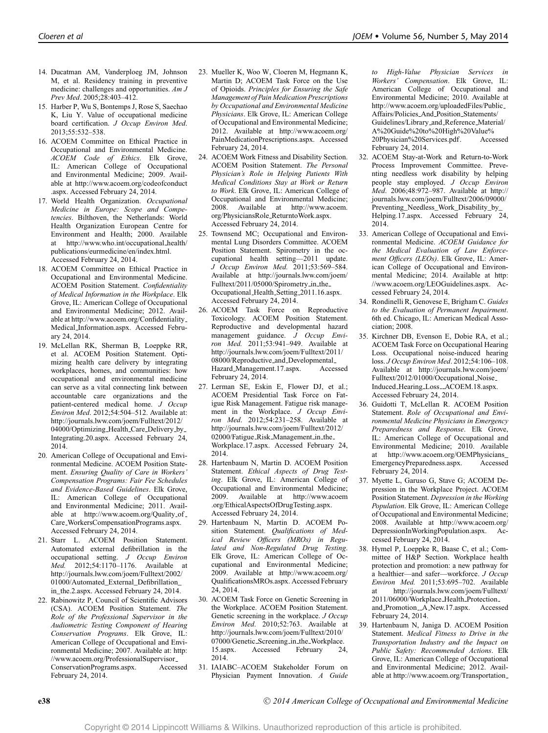14. Ducatman AM, Vanderploeg JM, Johnson M, et al. Residency training in preventive medicine: challenges and opportunities. *Am J Prev Med*. 2005;28:403–412.
15. Harber P, Wu S, Bontemps J, Rose S, Saechao K, Liu Y. Value of occupational medicine board certification. *J Occup Environ Med*. 2013;55:532–538.
16. ACOEM Committee on Ethical Practice in Occupational and Environmental Medicine. *ACOEM Code of Ethics*. Elk Grove, IL: American College of Occupational and Environmental Medicine; 2009. Available at http://www.acoem.org/codeofconduct.aspx. Accessed February 24, 2014.
17. World Health Organization. *Occupational Medicine in Europe: Scope and Competencies*. Bilthoven, the Netherlands: World Health Organization European Centre for Environment and Health; 2000. Available at http://www.who.int/occupational_health/publications/eurmedicine/en/index.html. Accessed February 24, 2014.
18. ACOEM Committee on Ethical Practice in Occupational and Environmental Medicine. ACOEM Position Statement. *Confidentiality of Medical Information in the Workplace*. Elk Grove, IL: American College of Occupational and Environmental Medicine; 2012. Available at http://www.acoem.org/Confidentiality_Medical_Information.aspx. Accessed February 24, 2014.
19. McLellan RK, Sherman B, Loeppke RR, et al. ACOEM Position Statement. Optimizing health care delivery by integrating workplaces, homes, and communities: how occupational and environmental medicine can serve as a vital connecting link between accountable care organizations and the patient-centered medical home. *J Occup Environ Med*. 2012;54:504–512. Available at: http://journals.lww.com/joem/Fulltext/2012/04000/Optimizing_Health_Care_Delivery_by_Integrating.20.aspx. Accessed February 24, 2014.
20. American College of Occupational and Environmental Medicine. ACOEM Position Statement. *Ensuring Quality of Care in Workers' Compensation Programs: Fair Fee Schedules and Evidence-Based Guidelines*. Elk Grove, IL: American College of Occupational and Environmental Medicine; 2011. Available at http://www.acoem.org/Quality_of_Care_WorkersCompensationPrograms.aspx. Accessed February 24, 2014.
21. Starr L. ACOEM Position Statement. Automated external defibrillation in the occupational setting. *J Occup Environ Med.* 2012;54:1170–1176. Available at http://journals.lww.com/joem/Fulltext/2002/01000/Automated_External_Defibrillation_in_the.2.aspx. Accessed February 24, 2014.
22. Rabinowitz P, Council of Scientific Advisors (CSA). ACOEM Position Statement. *The Role of the Professional Supervisor in the Audiometric Testing Component of Hearing Conservation Programs*. Elk Grove, IL: American College of Occupational and Environmental Medicine; 2007. Available at: http://www.acoem.org/ProfessionalSupervisor_ConservationPrograms.aspx. Accessed February 24, 2014.
23. Mueller K, Woo W, Cloeren M, Hegmann K, Martin D; ACOEM Task Force on the Use of Opioids. *Principles for Ensuring the Safe Management of Pain Medication Prescriptions by Occupational and Environmental Medicine Physicians*. Elk Grove, IL: American College of Occupational and Environmental Medicine; 2012. Available at http://www.acoem.org/PainMedicationPrescriptions.aspx. Accessed February 24, 2014.
24. ACOEM Work Fitness and Disability Section. ACOEM Position Statement. *The Personal Physician's Role in Helping Patients With Medical Conditions Stay at Work or Return to Work*. Elk Grove, IL: American College of Occupational and Environmental Medicine; 2008. Available at http://www.acoem.org/PhysiciansRole_ReturntoWork.aspx. Accessed February 24, 2014.
25. Townsend MC; Occupational and Environmental Lung Disorders Committee. ACOEM Position Statement. Spirometry in the occupational health setting—2011 update. *J Occup Environ Med.* 2011;53:569–584. Available at http://journals.lww.com/joem/Fulltext/2011/05000/Spirometry_in_the_Occupational_Health_Setting_2011.16.aspx. Accessed February 24, 2014.
26. ACOEM Task Force on Reproductive Toxicology. ACOEM Position Statement. Reproductive and developmental hazard management guidance. *J Occup Environ Med.* 2011;53:941–949. Available at http://journals.lww.com/joem/Fulltext/2011/08000/Reproductive_and_Developmental_Hazard_Management.17.aspx. Accessed February 24, 2014.
27. Lerman SE, Eskin E, Flower DJ, et al.; ACOEM Presidential Task Force on Fatigue Risk Management. Fatigue risk management in the Workplace. *J Occup Environ Med*. 2012;54:231–258. Available at http://journals.lww.com/joem/Fulltext/2012/02000/Fatigue_Risk_Management_in_the_Workplace.17.aspx. Accessed February 24, 2014.
28. Hartenbaum N, Martin D. ACOEM Position Statement. *Ethical Aspects of Drug Testing*. Elk Grove, IL: American College of Occupational and Environmental Medicine; 2009. Available at http://www.acoem.org/EthicalAspectsOfDrugTesting.aspx. Accessed February 24, 2014.
29. Hartenbaum N, Martin D. ACOEM Position Statement. *Qualifications of Medical Review Officers (MROs) in Regulated and Non-Regulated Drug Testing*. Elk Grove, IL: American College of Occupational and Environmental Medicine; 2009. Available at http://www.acoem.org/QualificationsMROs.aspx. Accessed February 24, 2014.
30. ACOEM Task Force on Genetic Screening in the Workplace. ACOEM Position Statement. Genetic screening in the workplace. *J Occup Environ Med*. 2010;52:763. Available at http://journals.lww.com/joem/Fulltext/2010/07000/Genetic_Screening_in_the_Workplace.15.aspx. Accessed February 24, 2014.
31. IAIABC–ACOEM Stakeholder Forum on Physician Payment Innovation. *A Guide to High-Value Physician Services in Workers' Compensation*. Elk Grove, IL: American College of Occupational and Environmental Medicine; 2010. Available at http://www.acoem.org/uploadedFiles/Public_Affairs/Policies_And_Position_Statements/Guidelines/Library_and_Reference_Material/A%20Guide%20to%20High%20Value%20Physician%20Services.pdf. Accessed February 24, 2014.
32. ACOEM Stay-at-Work and Return-to-Work Process Improvement Committee. Preventing needless work disability by helping people stay employed. *J Occup Environ Med*. 2006;48:972–987. Available at http://journals.lww.com/joem/Fulltext/2006/09000/Preventing_Needless_Work_Disability_by_Helping.17.aspx. Accessed February 24, 2014.
33. American College of Occupational and Environmental Medicine. *ACOEM Guidance for the Medical Evaluation of Law Enforcement Officers (LEOs)*. Elk Grove, IL: American College of Occupational and Environmental Medicine; 2014. Available at http://www.acoem.org/LEOGuidelines.aspx. Accessed February 24, 2014.
34. Rondinelli R, Genovese E, Brigham C. *Guides to the Evaluation of Permanent Impairment*. 6th ed. Chicago, IL: American Medical Association; 2008.
35. Kirchner DB, Evenson E, Dobie RA, et al.; ACOEM Task Force on Occupational Hearing Loss. Occupational noise-induced hearing loss. *J Occup Environ Med*. 2012;54:106–108. Available at http://journals.lww.com/joem/Fulltext/2012/01000/Occupational_Noise_Induced_Hearing_Loss__ACOEM.18.aspx. Accessed February 24, 2014.
36. Guidotti T, McLellan R. ACOEM Position Statement. *Role of Occupational and Environmental Medicine Physicians in Emergency Preparedness and Response*. Elk Grove, IL: American College of Occupational and Environmental Medicine; 2010. Available at http://www.acoem.org/OEMPhysicians_EmergencyPreparedness.aspx. Accessed February 24, 2014.
37. Myette L, Garuso G, Stave G; ACOEM Depression in the Workplace Project. ACOEM Position Statement. *Depression in the Working Population*. Elk Grove, IL: American College of Occupational and Environmental Medicine; 2008. Available at http://www.acoem.org/DepressionInWorkingPopulation.aspx. Accessed February 24, 2014.
38. Hymel P, Loeppke R, Baase C, et al.; Committee of H&P Section. Workplace health protection and promotion: a new pathway for a healthier—and safer—workforce. *J Occup Environ Med.* 2011;53:695–702. Available at http://journals.lww.com/joem/Fulltext/2011/06000/Workplace_Health_Protection_and_Promotion__A_New.17.aspx. Accessed February 24, 2014.
39. Hartenbaum N, Janiga D. ACOEM Position Statement. *Medical Fitness to Drive in the Transportation Industry and the Impact on Public Safety: Recommended Actions*. Elk Grove, IL: American College of Occupational and Environmental Medicine; 2012. Available at http://www.acoem.org/Transportation_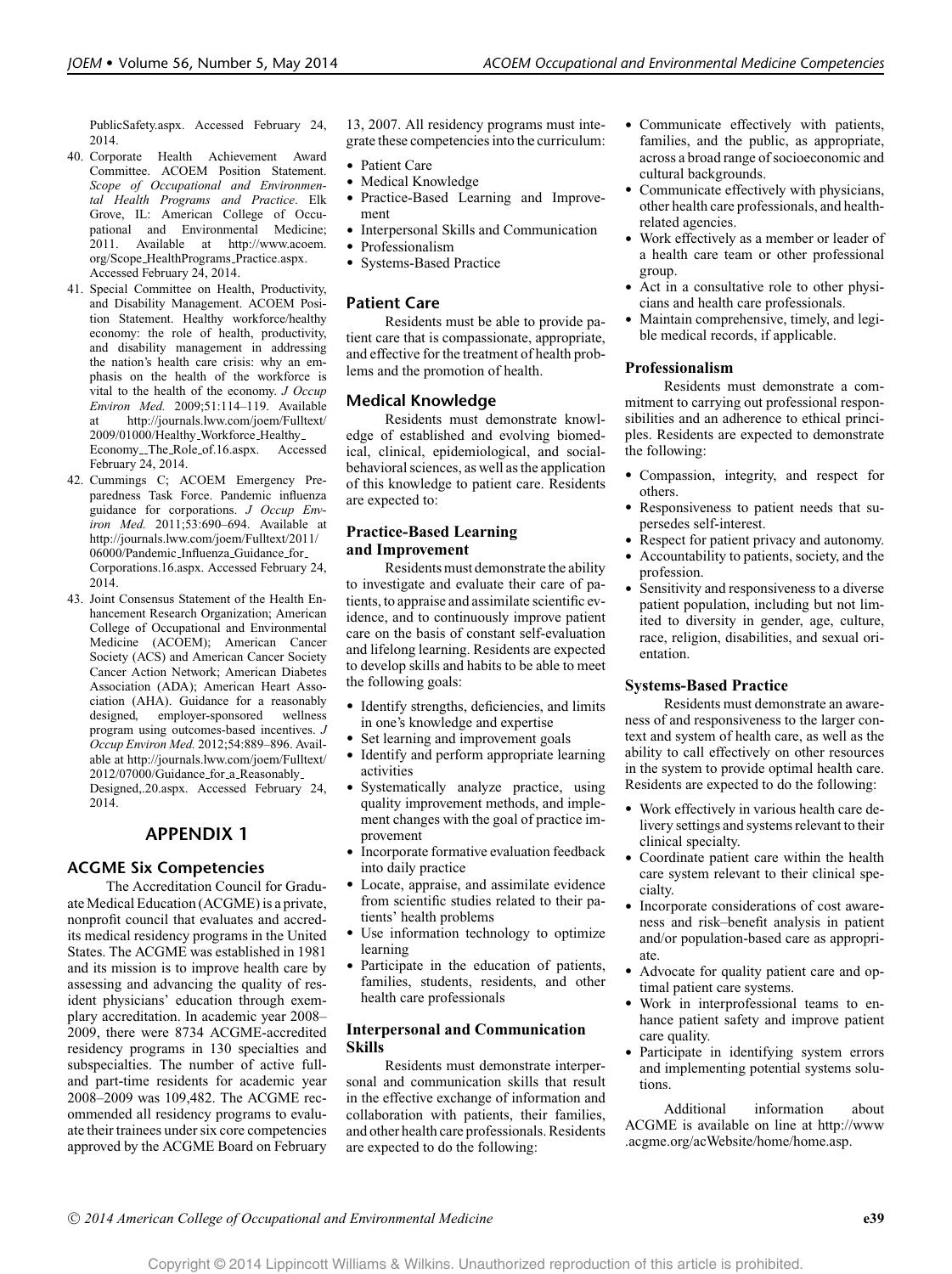PublicSafety.aspx. Accessed February 24, 2014.

40. Corporate Health Achievement Award Committee. ACOEM Position Statement. *Scope of Occupational and Environmental Health Programs and Practice*. Elk Grove, IL: American College of Occupational and Environmental Medicine; 2011. Available at http://www.acoem.org/Scope_HealthPrograms_Practice.aspx. Accessed February 24, 2014.
41. Special Committee on Health, Productivity, and Disability Management. ACOEM Position Statement. Healthy workforce/healthy economy: the role of health, productivity, and disability management in addressing the nation's health care crisis: why an emphasis on the health of the workforce is vital to the health of the economy. *J Occup Environ Med.* 2009;51:114–119. Available at http://journals.lww.com/joem/Fulltext/2009/01000/Healthy_Workforce_Healthy_Economy__The_Role_of.16.aspx. Accessed February 24, 2014.
42. Cummings C; ACOEM Emergency Preparedness Task Force. Pandemic influenza guidance for corporations. *J Occup Environ Med.* 2011;53:690–694. Available at http://journals.lww.com/joem/Fulltext/2011/06000/Pandemic_Influenza_Guidance_for_Corporations.16.aspx. Accessed February 24, 2014.
43. Joint Consensus Statement of the Health Enhancement Research Organization; American College of Occupational and Environmental Medicine (ACOEM); American Cancer Society (ACS) and American Cancer Society Cancer Action Network; American Diabetes Association (ADA); American Heart Association (AHA). Guidance for a reasonably designed, employer-sponsored wellness program using outcomes-based incentives. *J Occup Environ Med.* 2012;54:889–896. Available at http://journals.lww.com/joem/Fulltext/2012/07000/Guidance_for_a_Reasonably_Designed,.20.aspx. Accessed February 24, 2014.

## APPENDIX 1

### ACGME Six Competencies

The Accreditation Council for Graduate Medical Education (ACGME) is a private, nonprofit council that evaluates and accredits medical residency programs in the United States. The ACGME was established in 1981 and its mission is to improve health care by assessing and advancing the quality of resident physicians' education through exemplary accreditation. In academic year 2008–2009, there were 8734 ACGME-accredited residency programs in 130 specialties and subspecialties. The number of active full- and part-time residents for academic year 2008–2009 was 109,482. The ACGME recommended all residency programs to evaluate their trainees under six core competencies approved by the ACGME Board on February 13, 2007. All residency programs must integrate these competencies into the curriculum:

- Patient Care
- Medical Knowledge
- Practice-Based Learning and Improvement
- Interpersonal Skills and Communication
- Professionalism
- Systems-Based Practice

### Patient Care

Residents must be able to provide patient care that is compassionate, appropriate, and effective for the treatment of health problems and the promotion of health.

### Medical Knowledge

Residents must demonstrate knowledge of established and evolving biomedical, clinical, epidemiological, and social-behavioral sciences, as well as the application of this knowledge to patient care. Residents are expected to:

#### Practice-Based Learning and Improvement

Residents must demonstrate the ability to investigate and evaluate their care of patients, to appraise and assimilate scientific evidence, and to continuously improve patient care on the basis of constant self-evaluation and lifelong learning. Residents are expected to develop skills and habits to be able to meet the following goals:

- Identify strengths, deficiencies, and limits in one's knowledge and expertise
- Set learning and improvement goals
- Identify and perform appropriate learning activities
- Systematically analyze practice, using quality improvement methods, and implement changes with the goal of practice improvement
- Incorporate formative evaluation feedback into daily practice
- Locate, appraise, and assimilate evidence from scientific studies related to their patients' health problems
- Use information technology to optimize learning
- Participate in the education of patients, families, students, residents, and other health care professionals

#### Interpersonal and Communication Skills

Residents must demonstrate interpersonal and communication skills that result in the effective exchange of information and collaboration with patients, their families, and other health care professionals. Residents are expected to do the following:

- Communicate effectively with patients, families, and the public, as appropriate, across a broad range of socioeconomic and cultural backgrounds.
- Communicate effectively with physicians, other health care professionals, and health-related agencies.
- Work effectively as a member or leader of a health care team or other professional group.
- Act in a consultative role to other physicians and health care professionals.
- Maintain comprehensive, timely, and legible medical records, if applicable.

#### Professionalism

Residents must demonstrate a commitment to carrying out professional responsibilities and an adherence to ethical principles. Residents are expected to demonstrate the following:

- Compassion, integrity, and respect for others.
- Responsiveness to patient needs that supersedes self-interest.
- Respect for patient privacy and autonomy.
- Accountability to patients, society, and the profession.
- Sensitivity and responsiveness to a diverse patient population, including but not limited to diversity in gender, age, culture, race, religion, disabilities, and sexual orientation.

#### Systems-Based Practice

Residents must demonstrate an awareness of and responsiveness to the larger context and system of health care, as well as the ability to call effectively on other resources in the system to provide optimal health care. Residents are expected to do the following:

- Work effectively in various health care delivery settings and systems relevant to their clinical specialty.
- Coordinate patient care within the health care system relevant to their clinical specialty.
- Incorporate considerations of cost awareness and risk–benefit analysis in patient and/or population-based care as appropriate.
- Advocate for quality patient care and optimal patient care systems.
- Work in interprofessional teams to enhance patient safety and improve patient care quality.
- Participate in identifying system errors and implementing potential systems solutions.

Additional information about ACGME is available on line at http://www.acgme.org/acWebsite/home/home.asp.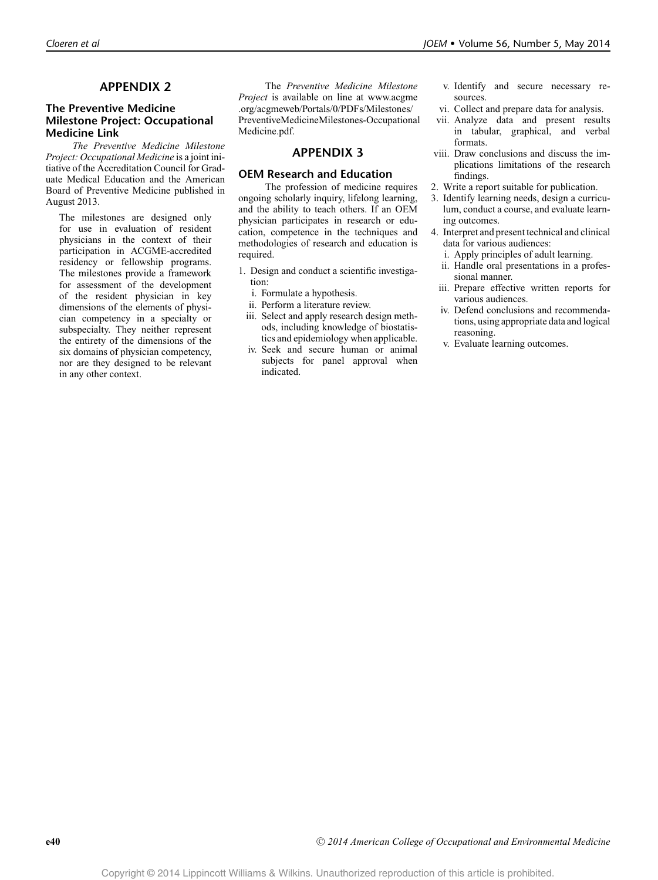## APPENDIX 2

### The Preventive Medicine Milestone Project: Occupational Medicine Link

*The Preventive Medicine Milestone Project: Occupational Medicine* is a joint initiative of the Accreditation Council for Graduate Medical Education and the American Board of Preventive Medicine published in August 2013.

> The milestones are designed only for use in evaluation of resident physicians in the context of their participation in ACGME-accredited residency or fellowship programs. The milestones provide a framework for assessment of the development of the resident physician in key dimensions of the elements of physician competency in a specialty or subspecialty. They neither represent the entirety of the dimensions of the six domains of physician competency, nor are they designed to be relevant in any other context.

The *Preventive Medicine Milestone Project* is available on line at www.acgme.org/acgmeweb/Portals/0/PDFs/Milestones/PreventiveMedicineMilestones-OccupationalMedicine.pdf.

## APPENDIX 3

### OEM Research and Education

The profession of medicine requires ongoing scholarly inquiry, lifelong learning, and the ability to teach others. If an OEM physician participates in research or education, competence in the techniques and methodologies of research and education is required.

1. Design and conduct a scientific investigation:
   i. Formulate a hypothesis.
   ii. Perform a literature review.
   iii. Select and apply research design methods, including knowledge of biostatistics and epidemiology when applicable.
   iv. Seek and secure human or animal subjects for panel approval when indicated.
   v. Identify and secure necessary resources.
   vi. Collect and prepare data for analysis.
   vii. Analyze data and present results in tabular, graphical, and verbal formats.
   viii. Draw conclusions and discuss the implications limitations of the research findings.
2. Write a report suitable for publication.
3. Identify learning needs, design a curriculum, conduct a course, and evaluate learning outcomes.
4. Interpret and present technical and clinical data for various audiences:
   i. Apply principles of adult learning.
   ii. Handle oral presentations in a professional manner.
   iii. Prepare effective written reports for various audiences.
   iv. Defend conclusions and recommendations, using appropriate data and logical reasoning.
   v. Evaluate learning outcomes.